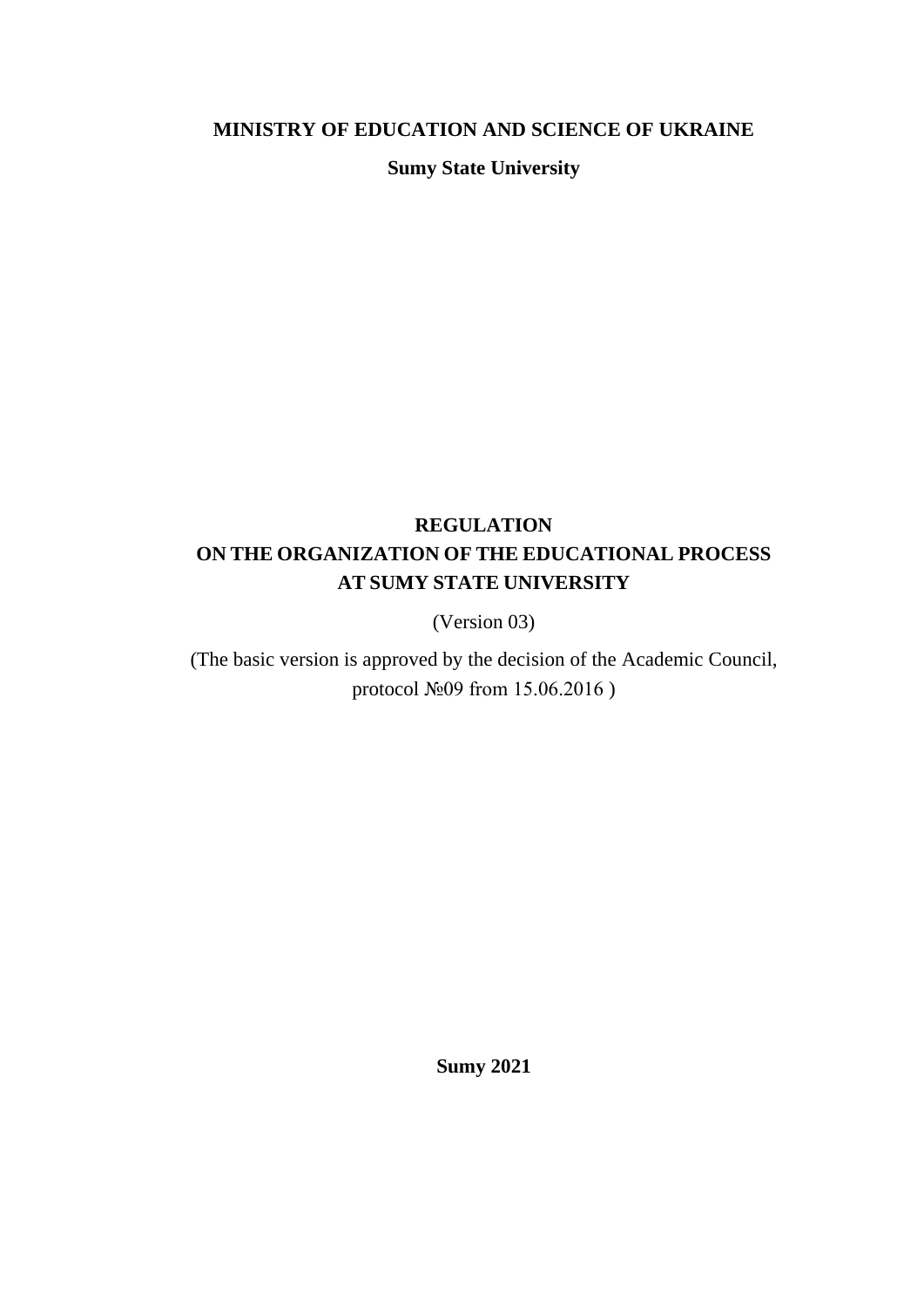**MINISTRY OF EDUCATION AND SCIENCE OF UKRAINE**

**Sumy State University**

# REGULATION
# ON THE ORGANIZATION OF THE EDUCATIONAL PROCESS
# AT SUMY STATE UNIVERSITY

(Version 03)

(The basic version is approved by the decision of the Academic Council, protocol №09 from 15.06.2016 )

**Sumy 2021**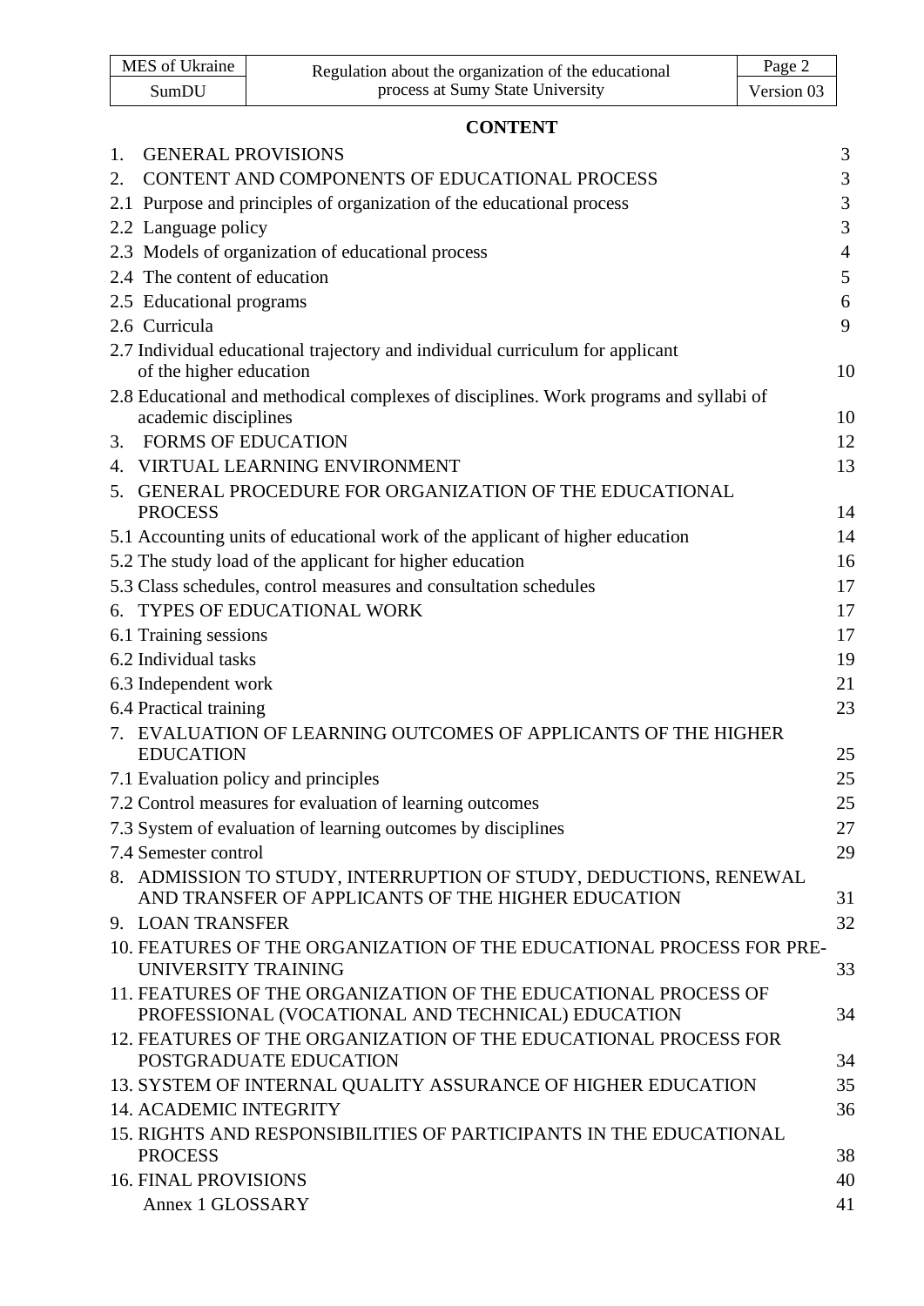# CONTENT

| | |
|---|---|
| 1. GENERAL PROVISIONS | 3 |
| 2. CONTENT AND COMPONENTS OF EDUCATIONAL PROCESS | 3 |
| 2.1 Purpose and principles of organization of the educational process | 3 |
| 2.2 Language policy | 3 |
| 2.3 Models of organization of educational process | 4 |
| 2.4 The content of education | 5 |
| 2.5 Educational programs | 6 |
| 2.6 Curricula | 9 |
| 2.7 Individual educational trajectory and individual curriculum for applicant of the higher education | 10 |
| 2.8 Educational and methodical complexes of disciplines. Work programs and syllabi of academic disciplines | 10 |
| 3. FORMS OF EDUCATION | 12 |
| 4. VIRTUAL LEARNING ENVIRONMENT | 13 |
| 5. GENERAL PROCEDURE FOR ORGANIZATION OF THE EDUCATIONAL PROCESS | 14 |
| 5.1 Accounting units of educational work of the applicant of higher education | 14 |
| 5.2 The study load of the applicant for higher education | 16 |
| 5.3 Class schedules, control measures and consultation schedules | 17 |
| 6. TYPES OF EDUCATIONAL WORK | 17 |
| 6.1 Training sessions | 17 |
| 6.2 Individual tasks | 19 |
| 6.3 Independent work | 21 |
| 6.4 Practical training | 23 |
| 7. EVALUATION OF LEARNING OUTCOMES OF APPLICANTS OF THE HIGHER EDUCATION | 25 |
| 7.1 Evaluation policy and principles | 25 |
| 7.2 Control measures for evaluation of learning outcomes | 25 |
| 7.3 System of evaluation of learning outcomes by disciplines | 27 |
| 7.4 Semester control | 29 |
| 8. ADMISSION TO STUDY, INTERRUPTION OF STUDY, DEDUCTIONS, RENEWAL AND TRANSFER OF APPLICANTS OF THE HIGHER EDUCATION | 31 |
| 9. LOAN TRANSFER | 32 |
| 10. FEATURES OF THE ORGANIZATION OF THE EDUCATIONAL PROCESS FOR PRE-UNIVERSITY TRAINING | 33 |
| 11. FEATURES OF THE ORGANIZATION OF THE EDUCATIONAL PROCESS OF PROFESSIONAL (VOCATIONAL AND TECHNICAL) EDUCATION | 34 |
| 12. FEATURES OF THE ORGANIZATION OF THE EDUCATIONAL PROCESS FOR POSTGRADUATE EDUCATION | 34 |
| 13. SYSTEM OF INTERNAL QUALITY ASSURANCE OF HIGHER EDUCATION | 35 |
| 14. ACADEMIC INTEGRITY | 36 |
| 15. RIGHTS AND RESPONSIBILITIES OF PARTICIPANTS IN THE EDUCATIONAL PROCESS | 38 |
| 16. FINAL PROVISIONS | 40 |
| Annex 1 GLOSSARY | 41 |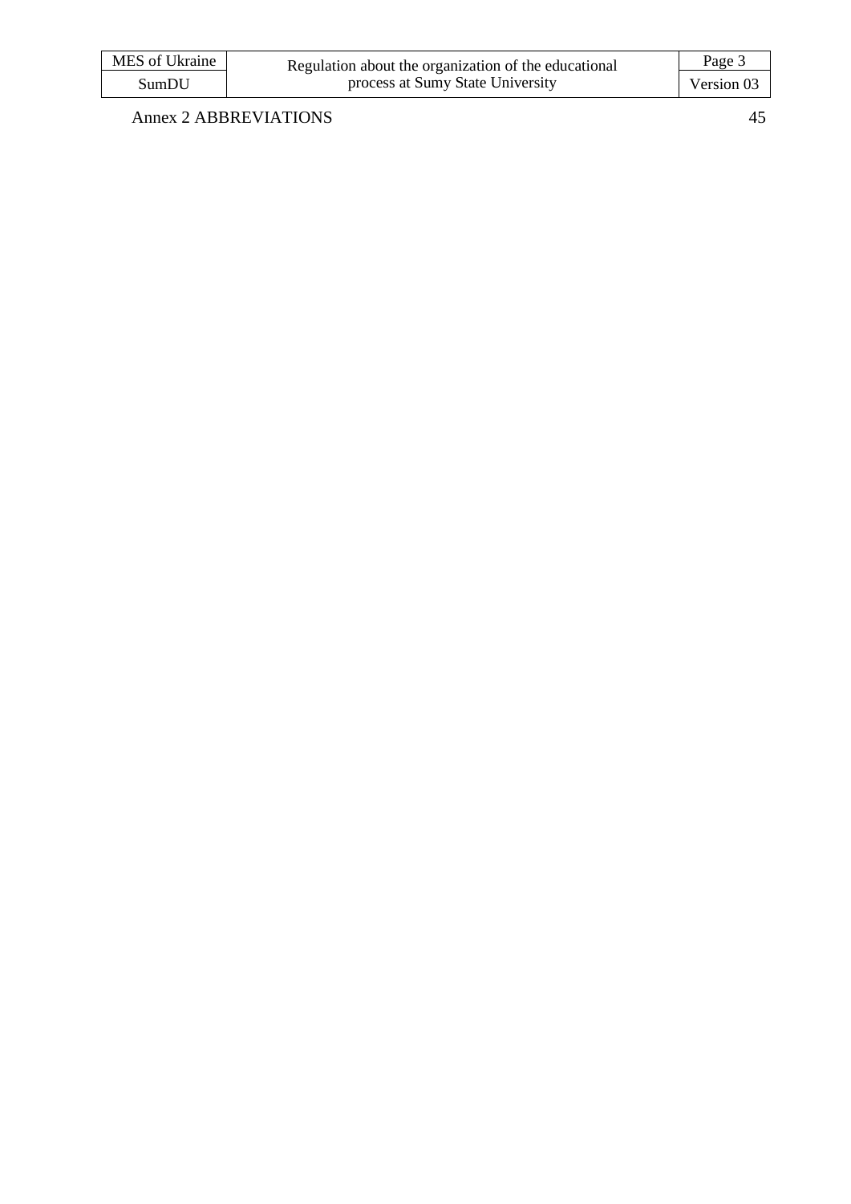Annex 2 ABBREVIATIONS 45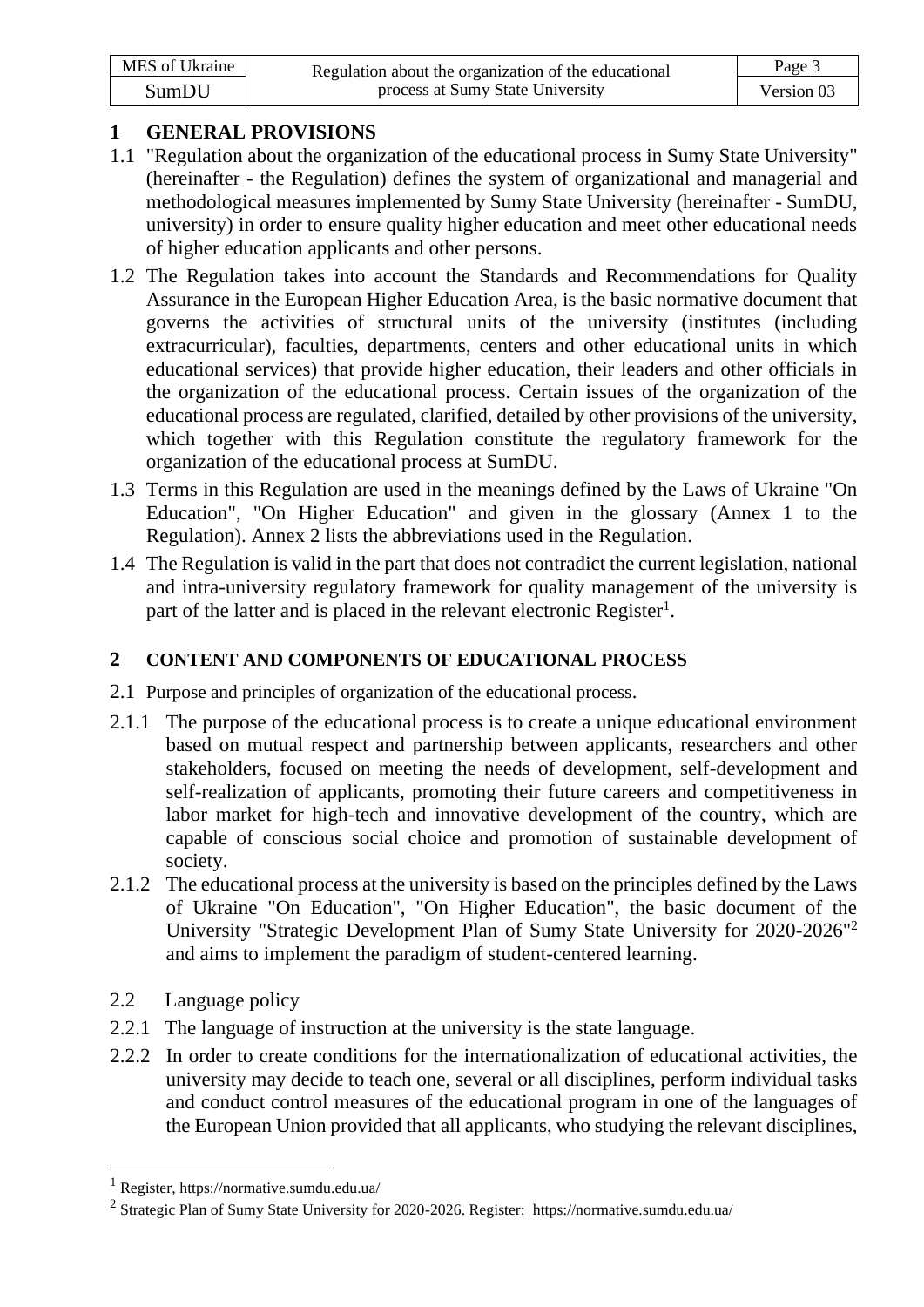# 1 GENERAL PROVISIONS

1.1 "Regulation about the organization of the educational process in Sumy State University" (hereinafter - the Regulation) defines the system of organizational and managerial and methodological measures implemented by Sumy State University (hereinafter - SumDU, university) in order to ensure quality higher education and meet other educational needs of higher education applicants and other persons.

1.2 The Regulation takes into account the Standards and Recommendations for Quality Assurance in the European Higher Education Area, is the basic normative document that governs the activities of structural units of the university (institutes (including extracurricular), faculties, departments, centers and other educational units in which educational services) that provide higher education, their leaders and other officials in the organization of the educational process. Certain issues of the organization of the educational process are regulated, clarified, detailed by other provisions of the university, which together with this Regulation constitute the regulatory framework for the organization of the educational process at SumDU.

1.3 Terms in this Regulation are used in the meanings defined by the Laws of Ukraine "On Education", "On Higher Education" and given in the glossary (Annex 1 to the Regulation). Annex 2 lists the abbreviations used in the Regulation.

1.4 The Regulation is valid in the part that does not contradict the current legislation, national and intra-university regulatory framework for quality management of the university is part of the latter and is placed in the relevant electronic Register[1].

# 2 CONTENT AND COMPONENTS OF EDUCATIONAL PROCESS

2.1 Purpose and principles of organization of the educational process.

2.1.1 The purpose of the educational process is to create a unique educational environment based on mutual respect and partnership between applicants, researchers and other stakeholders, focused on meeting the needs of development, self-development and self-realization of applicants, promoting their future careers and competitiveness in labor market for high-tech and innovative development of the country, which are capable of conscious social choice and promotion of sustainable development of society.

2.1.2 The educational process at the university is based on the principles defined by the Laws of Ukraine "On Education", "On Higher Education", the basic document of the University "Strategic Development Plan of Sumy State University for 2020-2026"[2] and aims to implement the paradigm of student-centered learning.

2.2 Language policy

2.2.1 The language of instruction at the university is the state language.

2.2.2 In order to create conditions for the internationalization of educational activities, the university may decide to teach one, several or all disciplines, perform individual tasks and conduct control measures of the educational program in one of the languages of the European Union provided that all applicants, who studying the relevant disciplines,

---

[1] Register, https://normative.sumdu.edu.ua/

[2] Strategic Plan of Sumy State University for 2020-2026. Register: https://normative.sumdu.edu.ua/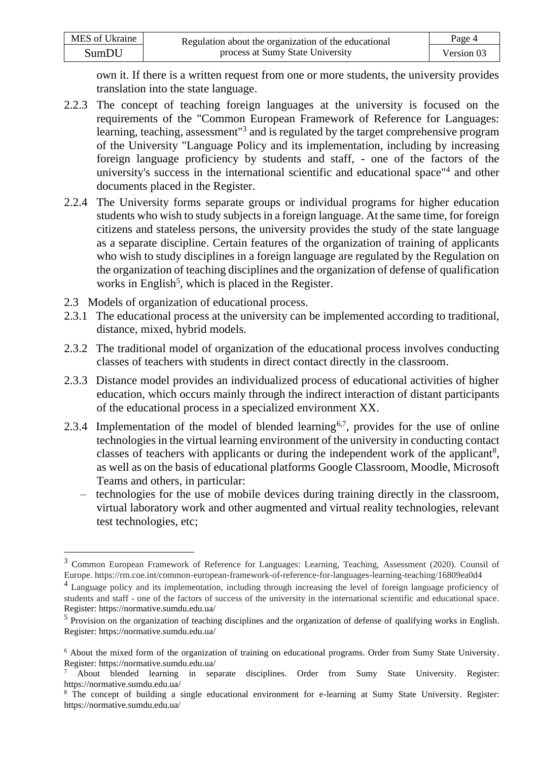own it. If there is a written request from one or more students, the university provides translation into the state language.

2.2.3 The concept of teaching foreign languages at the university is focused on the requirements of the "Common European Framework of Reference for Languages: learning, teaching, assessment"[3] and is regulated by the target comprehensive program of the University "Language Policy and its implementation, including by increasing foreign language proficiency by students and staff, - one of the factors of the university's success in the international scientific and educational space"[4] and other documents placed in the Register.

2.2.4 The University forms separate groups or individual programs for higher education students who wish to study subjects in a foreign language. At the same time, for foreign citizens and stateless persons, the university provides the study of the state language as a separate discipline. Certain features of the organization of training of applicants who wish to study disciplines in a foreign language are regulated by the Regulation on the organization of teaching disciplines and the organization of defense of qualification works in English[5], which is placed in the Register.

2.3 Models of organization of educational process.

2.3.1 The educational process at the university can be implemented according to traditional, distance, mixed, hybrid models.

2.3.2 The traditional model of organization of the educational process involves conducting classes of teachers with students in direct contact directly in the classroom.

2.3.3 Distance model provides an individualized process of educational activities of higher education, which occurs mainly through the indirect interaction of distant participants of the educational process in a specialized environment XX.

2.3.4 Implementation of the model of blended learning[6,7], provides for the use of online technologies in the virtual learning environment of the university in conducting contact classes of teachers with applicants or during the independent work of the applicant[8], as well as on the basis of educational platforms Google Classroom, Moodle, Microsoft Teams and others, in particular:

- technologies for the use of mobile devices during training directly in the classroom, virtual laboratory work and other augmented and virtual reality technologies, relevant test technologies, etc;

---

[3] Common European Framework of Reference for Languages: Learning, Teaching, Assessment (2020). Counsil of Europe. https://rm.coe.int/common-european-framework-of-reference-for-languages-learning-teaching/16809ea0d4

[4] Language policy and its implementation, including through increasing the level of foreign language proficiency of students and staff - one of the factors of success of the university in the international scientific and educational space. Register: https://normative.sumdu.edu.ua/

[5] Provision on the organization of teaching disciplines and the organization of defense of qualifying works in English. Register: https://normative.sumdu.edu.ua/

[6] About the mixed form of the organization of training on educational programs. Order from Sumy State University. Register: https://normative.sumdu.edu.ua/

[7] About blended learning in separate disciplines. Order from Sumy State University. Register: https://normative.sumdu.edu.ua/

[8] The concept of building a single educational environment for e-learning at Sumy State University. Register: https://normative.sumdu.edu.ua/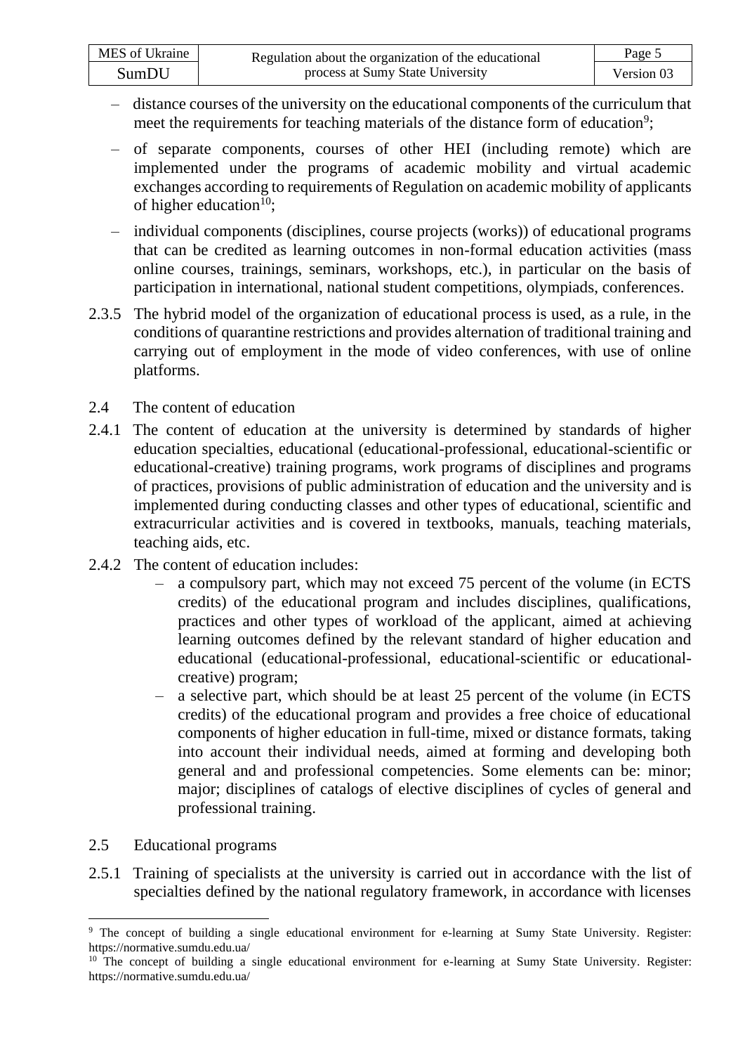- distance courses of the university on the educational components of the curriculum that meet the requirements for teaching materials of the distance form of education[9];
- of separate components, courses of other HEI (including remote) which are implemented under the programs of academic mobility and virtual academic exchanges according to requirements of Regulation on academic mobility of applicants of higher education[10];
- individual components (disciplines, course projects (works)) of educational programs that can be credited as learning outcomes in non-formal education activities (mass online courses, trainings, seminars, workshops, etc.), in particular on the basis of participation in international, national student competitions, olympiads, conferences.

2.3.5 The hybrid model of the organization of educational process is used, as a rule, in the conditions of quarantine restrictions and provides alternation of traditional training and carrying out of employment in the mode of video conferences, with use of online platforms.

2.4 The content of education

2.4.1 The content of education at the university is determined by standards of higher education specialties, educational (educational-professional, educational-scientific or educational-creative) training programs, work programs of disciplines and programs of practices, provisions of public administration of education and the university and is implemented during conducting classes and other types of educational, scientific and extracurricular activities and is covered in textbooks, manuals, teaching materials, teaching aids, etc.

2.4.2 The content of education includes:

- a compulsory part, which may not exceed 75 percent of the volume (in ECTS credits) of the educational program and includes disciplines, qualifications, practices and other types of workload of the applicant, aimed at achieving learning outcomes defined by the relevant standard of higher education and educational (educational-professional, educational-scientific or educational-creative) program;
- a selective part, which should be at least 25 percent of the volume (in ECTS credits) of the educational program and provides a free choice of educational components of higher education in full-time, mixed or distance formats, taking into account their individual needs, aimed at forming and developing both general and and professional competencies. Some elements can be: minor; major; disciplines of catalogs of elective disciplines of cycles of general and professional training.

2.5 Educational programs

2.5.1 Training of specialists at the university is carried out in accordance with the list of specialties defined by the national regulatory framework, in accordance with licenses

[9] The concept of building a single educational environment for e-learning at Sumy State University. Register: https://normative.sumdu.edu.ua/

[10] The concept of building a single educational environment for e-learning at Sumy State University. Register: https://normative.sumdu.edu.ua/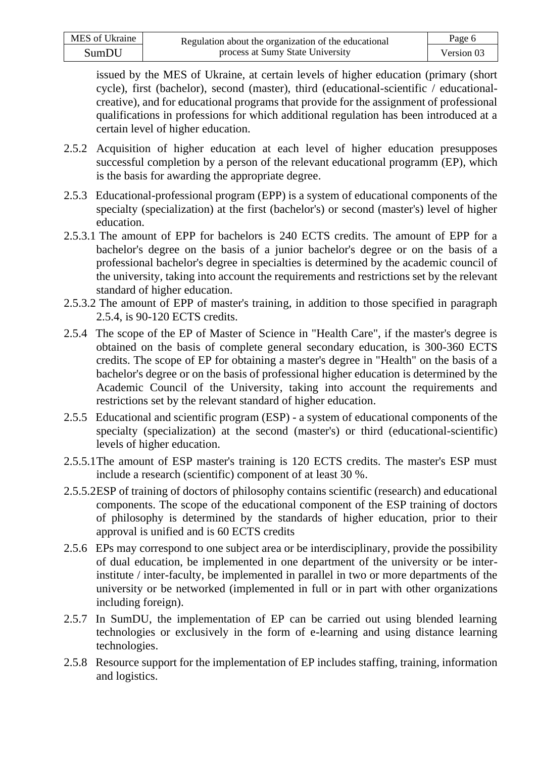issued by the MES of Ukraine, at certain levels of higher education (primary (short cycle), first (bachelor), second (master), third (educational-scientific / educational-creative), and for educational programs that provide for the assignment of professional qualifications in professions for which additional regulation has been introduced at a certain level of higher education.

2.5.2 Acquisition of higher education at each level of higher education presupposes successful completion by a person of the relevant educational programm (EP), which is the basis for awarding the appropriate degree.

2.5.3 Educational-professional program (EPP) is a system of educational components of the specialty (specialization) at the first (bachelor's) or second (master's) level of higher education.

2.5.3.1 The amount of EPP for bachelors is 240 ECTS credits. The amount of EPP for a bachelor's degree on the basis of a junior bachelor's degree or on the basis of a professional bachelor's degree in specialties is determined by the academic council of the university, taking into account the requirements and restrictions set by the relevant standard of higher education.

2.5.3.2 The amount of EPP of master's training, in addition to those specified in paragraph 2.5.4, is 90-120 ECTS credits.

2.5.4 The scope of the EP of Master of Science in "Health Care", if the master's degree is obtained on the basis of complete general secondary education, is 300-360 ECTS credits. The scope of EP for obtaining a master's degree in "Health" on the basis of a bachelor's degree or on the basis of professional higher education is determined by the Academic Council of the University, taking into account the requirements and restrictions set by the relevant standard of higher education.

2.5.5 Educational and scientific program (ESP) - a system of educational components of the specialty (specialization) at the second (master's) or third (educational-scientific) levels of higher education.

2.5.5.1The amount of ESP master's training is 120 ECTS credits. The master's ESP must include a research (scientific) component of at least 30 %.

2.5.5.2ESP of training of doctors of philosophy contains scientific (research) and educational components. The scope of the educational component of the ESP training of doctors of philosophy is determined by the standards of higher education, prior to their approval is unified and is 60 ECTS credits

2.5.6 EPs may correspond to one subject area or be interdisciplinary, provide the possibility of dual education, be implemented in one department of the university or be inter-institute / inter-faculty, be implemented in parallel in two or more departments of the university or be networked (implemented in full or in part with other organizations including foreign).

2.5.7 In SumDU, the implementation of EP can be carried out using blended learning technologies or exclusively in the form of e-learning and using distance learning technologies.

2.5.8 Resource support for the implementation of EP includes staffing, training, information and logistics.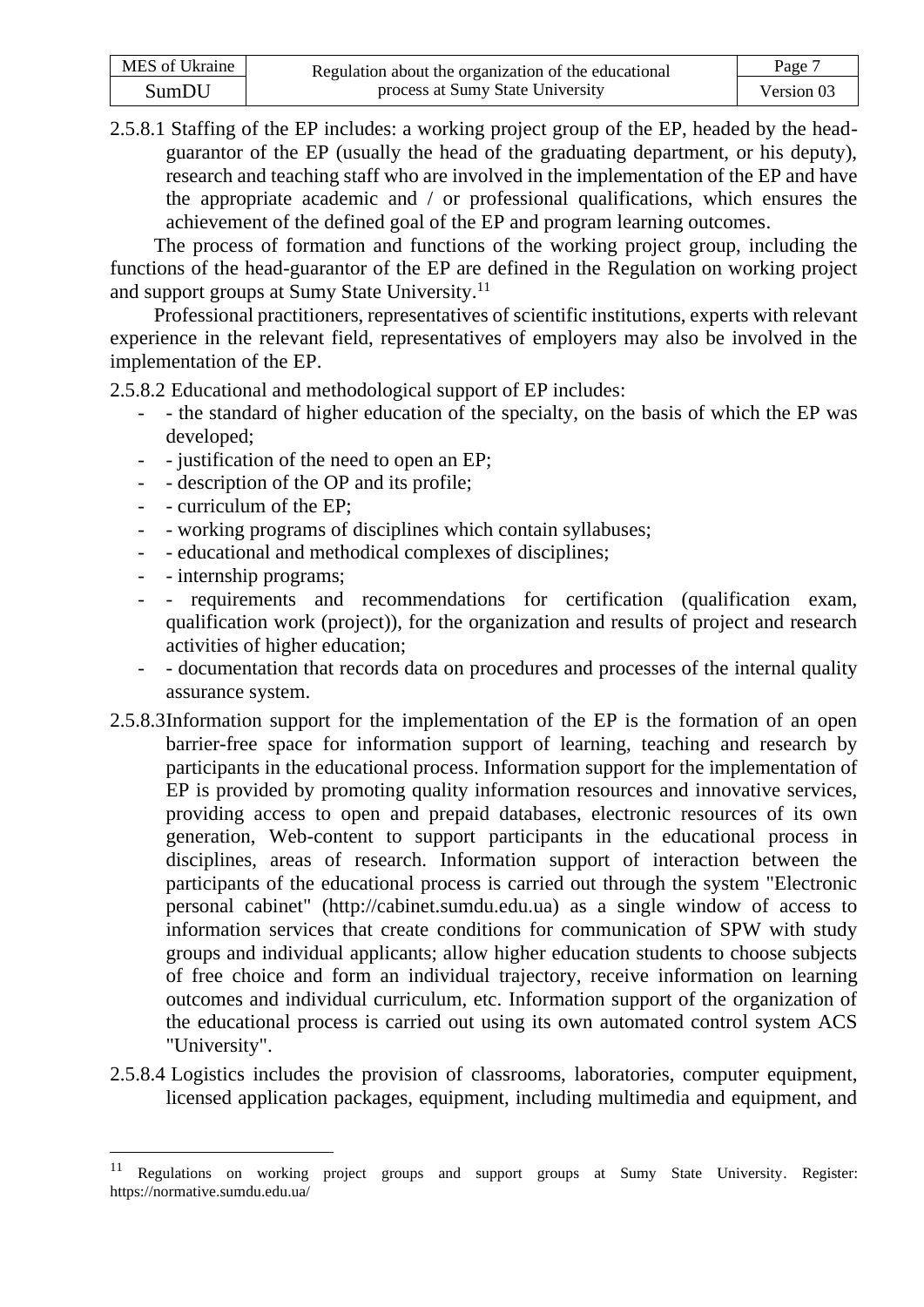2.5.8.1 Staffing of the EP includes: a working project group of the EP, headed by the head-guarantor of the EP (usually the head of the graduating department, or his deputy), research and teaching staff who are involved in the implementation of the EP and have the appropriate academic and / or professional qualifications, which ensures the achievement of the defined goal of the EP and program learning outcomes.

The process of formation and functions of the working project group, including the functions of the head-guarantor of the EP are defined in the Regulation on working project and support groups at Sumy State University.[11]

Professional practitioners, representatives of scientific institutions, experts with relevant experience in the relevant field, representatives of employers may also be involved in the implementation of the EP.

2.5.8.2 Educational and methodological support of EP includes:

- - the standard of higher education of the specialty, on the basis of which the EP was developed;
- - justification of the need to open an EP;
- - description of the OP and its profile;
- - curriculum of the EP;
- - working programs of disciplines which contain syllabuses;
- - educational and methodical complexes of disciplines;
- - internship programs;
- - requirements and recommendations for certification (qualification exam, qualification work (project)), for the organization and results of project and research activities of higher education;
- - documentation that records data on procedures and processes of the internal quality assurance system.

2.5.8.3 Information support for the implementation of the EP is the formation of an open barrier-free space for information support of learning, teaching and research by participants in the educational process. Information support for the implementation of EP is provided by promoting quality information resources and innovative services, providing access to open and prepaid databases, electronic resources of its own generation, Web-content to support participants in the educational process in disciplines, areas of research. Information support of interaction between the participants of the educational process is carried out through the system "Electronic personal cabinet" (http://cabinet.sumdu.edu.ua) as a single window of access to information services that create conditions for communication of SPW with study groups and individual applicants; allow higher education students to choose subjects of free choice and form an individual trajectory, receive information on learning outcomes and individual curriculum, etc. Information support of the organization of the educational process is carried out using its own automated control system ACS "University".

2.5.8.4 Logistics includes the provision of classrooms, laboratories, computer equipment, licensed application packages, equipment, including multimedia and equipment, and

---

[11] Regulations on working project groups and support groups at Sumy State University. Register: https://normative.sumdu.edu.ua/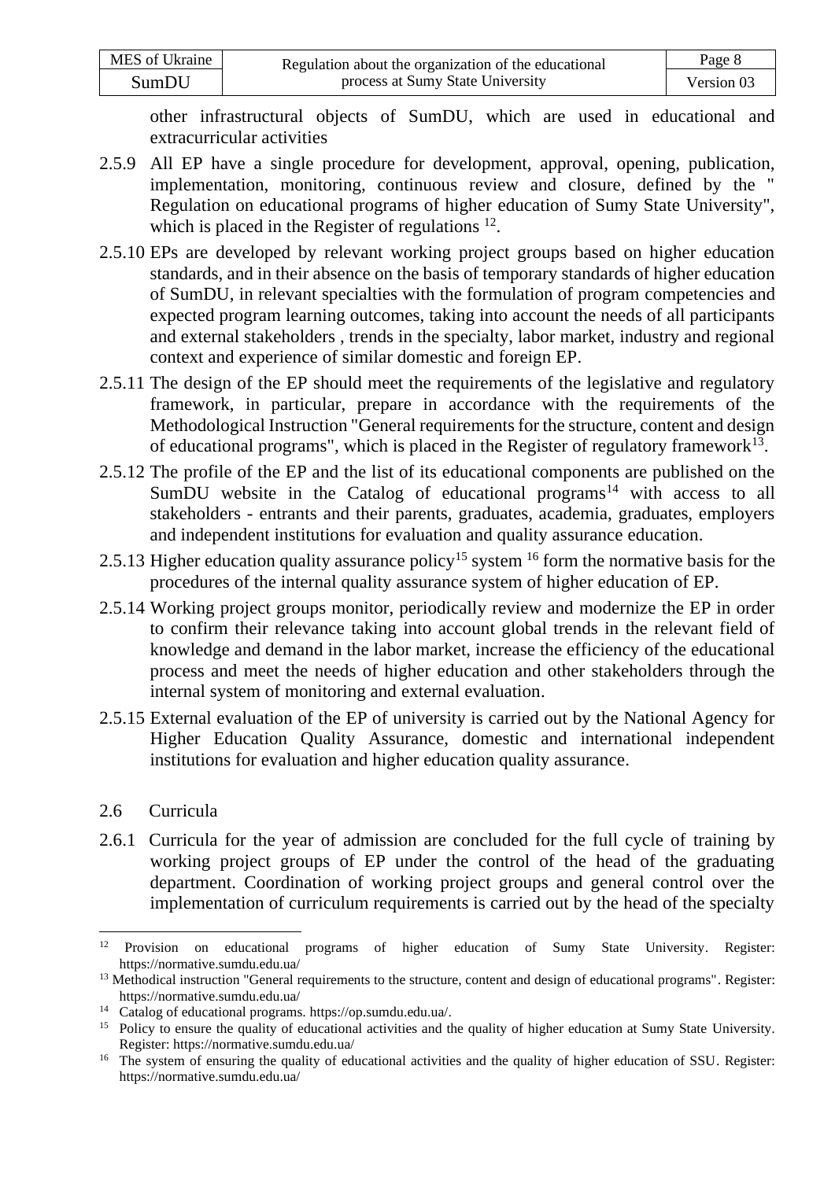other infrastructural objects of SumDU, which are used in educational and extracurricular activities

2.5.9 All EP have a single procedure for development, approval, opening, publication, implementation, monitoring, continuous review and closure, defined by the " Regulation on educational programs of higher education of Sumy State University", which is placed in the Register of regulations [12].

2.5.10 EPs are developed by relevant working project groups based on higher education standards, and in their absence on the basis of temporary standards of higher education of SumDU, in relevant specialties with the formulation of program competencies and expected program learning outcomes, taking into account the needs of all participants and external stakeholders , trends in the specialty, labor market, industry and regional context and experience of similar domestic and foreign EP.

2.5.11 The design of the EP should meet the requirements of the legislative and regulatory framework, in particular, prepare in accordance with the requirements of the Methodological Instruction "General requirements for the structure, content and design of educational programs", which is placed in the Register of regulatory framework[13].

2.5.12 The profile of the EP and the list of its educational components are published on the SumDU website in the Catalog of educational programs[14] with access to all stakeholders - entrants and their parents, graduates, academia, graduates, employers and independent institutions for evaluation and quality assurance education.

2.5.13 Higher education quality assurance policy[15] system [16] form the normative basis for the procedures of the internal quality assurance system of higher education of EP.

2.5.14 Working project groups monitor, periodically review and modernize the EP in order to confirm their relevance taking into account global trends in the relevant field of knowledge and demand in the labor market, increase the efficiency of the educational process and meet the needs of higher education and other stakeholders through the internal system of monitoring and external evaluation.

2.5.15 External evaluation of the EP of university is carried out by the National Agency for Higher Education Quality Assurance, domestic and international independent institutions for evaluation and higher education quality assurance.

## 2.6 Curricula

2.6.1 Curricula for the year of admission are concluded for the full cycle of training by working project groups of EP under the control of the head of the graduating department. Coordination of working project groups and general control over the implementation of curriculum requirements is carried out by the head of the specialty

---

[12] Provision on educational programs of higher education of Sumy State University. Register: https://normative.sumdu.edu.ua/

[13] Methodical instruction "General requirements to the structure, content and design of educational programs". Register: https://normative.sumdu.edu.ua/

[14] Catalog of educational programs. https://op.sumdu.edu.ua/.

[15] Policy to ensure the quality of educational activities and the quality of higher education at Sumy State University. Register: https://normative.sumdu.edu.ua/

[16] The system of ensuring the quality of educational activities and the quality of higher education of SSU. Register: https://normative.sumdu.edu.ua/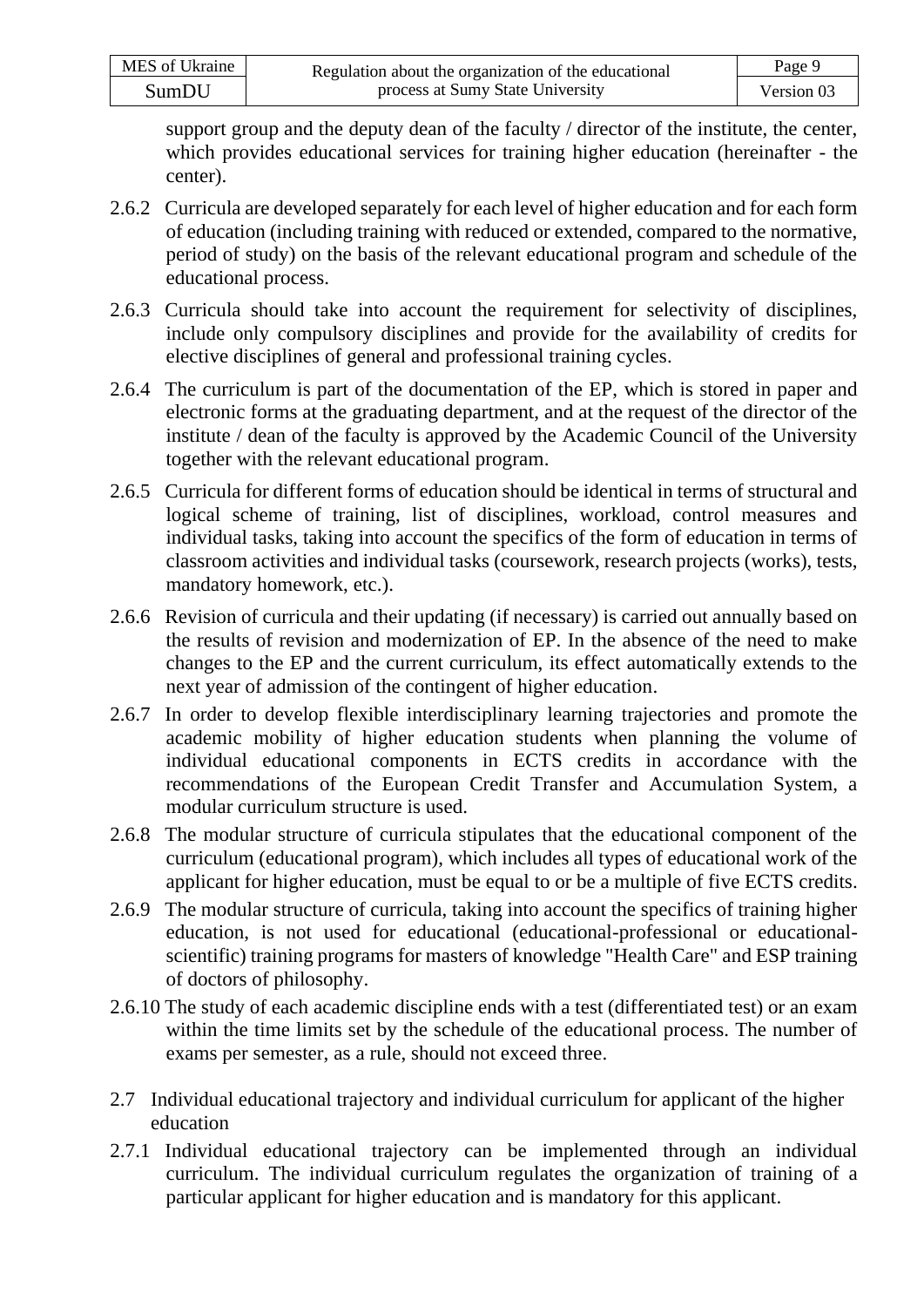support group and the deputy dean of the faculty / director of the institute, the center, which provides educational services for training higher education (hereinafter - the center).

2.6.2 Curricula are developed separately for each level of higher education and for each form of education (including training with reduced or extended, compared to the normative, period of study) on the basis of the relevant educational program and schedule of the educational process.

2.6.3 Curricula should take into account the requirement for selectivity of disciplines, include only compulsory disciplines and provide for the availability of credits for elective disciplines of general and professional training cycles.

2.6.4 The curriculum is part of the documentation of the EP, which is stored in paper and electronic forms at the graduating department, and at the request of the director of the institute / dean of the faculty is approved by the Academic Council of the University together with the relevant educational program.

2.6.5 Curricula for different forms of education should be identical in terms of structural and logical scheme of training, list of disciplines, workload, control measures and individual tasks, taking into account the specifics of the form of education in terms of classroom activities and individual tasks (coursework, research projects (works), tests, mandatory homework, etc.).

2.6.6 Revision of curricula and their updating (if necessary) is carried out annually based on the results of revision and modernization of EP. In the absence of the need to make changes to the EP and the current curriculum, its effect automatically extends to the next year of admission of the contingent of higher education.

2.6.7 In order to develop flexible interdisciplinary learning trajectories and promote the academic mobility of higher education students when planning the volume of individual educational components in ECTS credits in accordance with the recommendations of the European Credit Transfer and Accumulation System, a modular curriculum structure is used.

2.6.8 The modular structure of curricula stipulates that the educational component of the curriculum (educational program), which includes all types of educational work of the applicant for higher education, must be equal to or be a multiple of five ECTS credits.

2.6.9 The modular structure of curricula, taking into account the specifics of training higher education, is not used for educational (educational-professional or educational-scientific) training programs for masters of knowledge "Health Care" and ESP training of doctors of philosophy.

2.6.10 The study of each academic discipline ends with a test (differentiated test) or an exam within the time limits set by the schedule of the educational process. The number of exams per semester, as a rule, should not exceed three.

## 2.7 Individual educational trajectory and individual curriculum for applicant of the higher education

2.7.1 Individual educational trajectory can be implemented through an individual curriculum. The individual curriculum regulates the organization of training of a particular applicant for higher education and is mandatory for this applicant.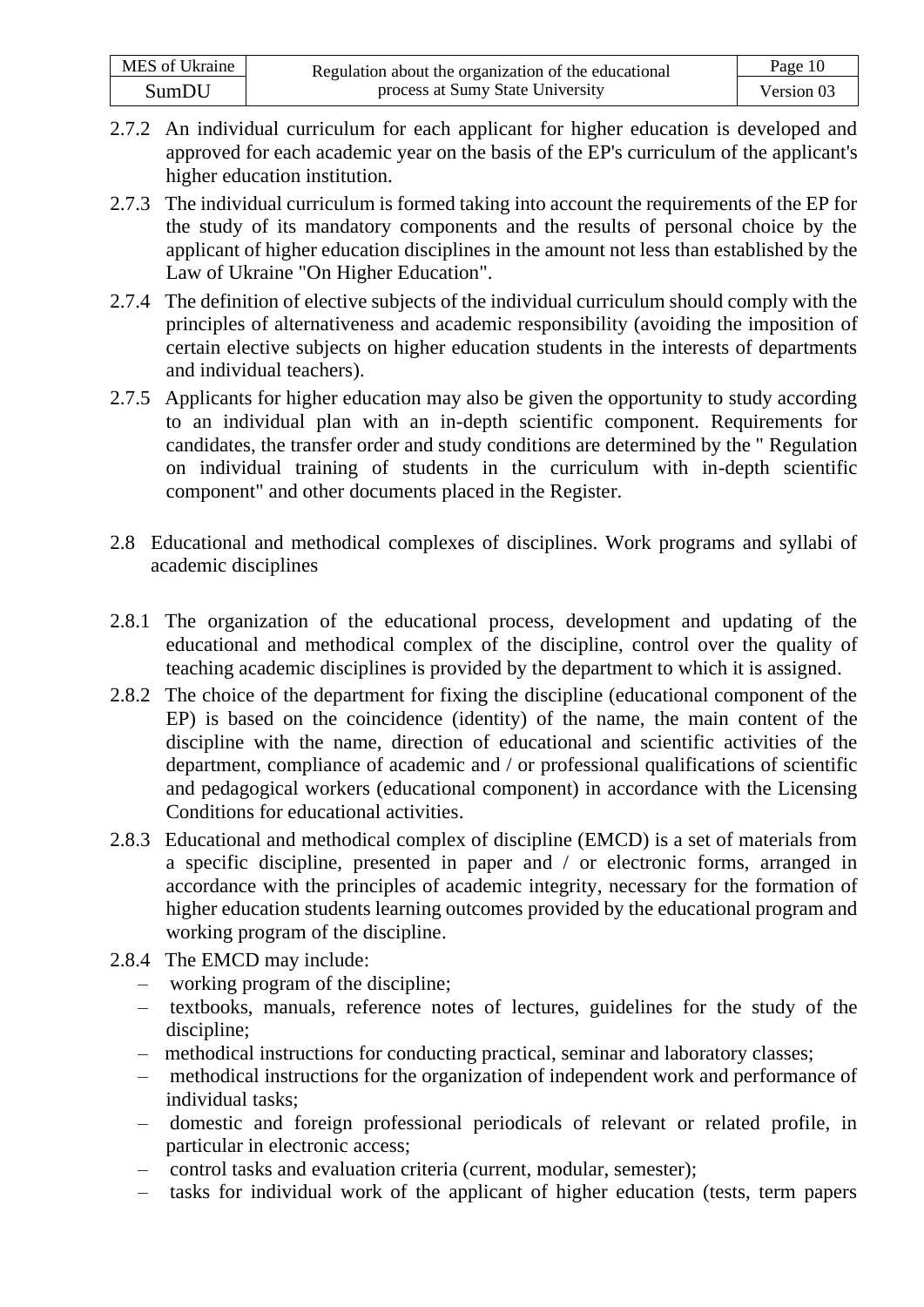2.7.2 An individual curriculum for each applicant for higher education is developed and approved for each academic year on the basis of the EP's curriculum of the applicant's higher education institution.

2.7.3 The individual curriculum is formed taking into account the requirements of the EP for the study of its mandatory components and the results of personal choice by the applicant of higher education disciplines in the amount not less than established by the Law of Ukraine "On Higher Education".

2.7.4 The definition of elective subjects of the individual curriculum should comply with the principles of alternativeness and academic responsibility (avoiding the imposition of certain elective subjects on higher education students in the interests of departments and individual teachers).

2.7.5 Applicants for higher education may also be given the opportunity to study according to an individual plan with an in-depth scientific component. Requirements for candidates, the transfer order and study conditions are determined by the " Regulation on individual training of students in the curriculum with in-depth scientific component" and other documents placed in the Register.

## 2.8 Educational and methodical complexes of disciplines. Work programs and syllabi of academic disciplines

2.8.1 The organization of the educational process, development and updating of the educational and methodical complex of the discipline, control over the quality of teaching academic disciplines is provided by the department to which it is assigned.

2.8.2 The choice of the department for fixing the discipline (educational component of the EP) is based on the coincidence (identity) of the name, the main content of the discipline with the name, direction of educational and scientific activities of the department, compliance of academic and / or professional qualifications of scientific and pedagogical workers (educational component) in accordance with the Licensing Conditions for educational activities.

2.8.3 Educational and methodical complex of discipline (EMCD) is a set of materials from a specific discipline, presented in paper and / or electronic forms, arranged in accordance with the principles of academic integrity, necessary for the formation of higher education students learning outcomes provided by the educational program and working program of the discipline.

2.8.4 The EMCD may include:

- working program of the discipline;
- textbooks, manuals, reference notes of lectures, guidelines for the study of the discipline;
- methodical instructions for conducting practical, seminar and laboratory classes;
- methodical instructions for the organization of independent work and performance of individual tasks;
- domestic and foreign professional periodicals of relevant or related profile, in particular in electronic access;
- control tasks and evaluation criteria (current, modular, semester);
- tasks for individual work of the applicant of higher education (tests, term papers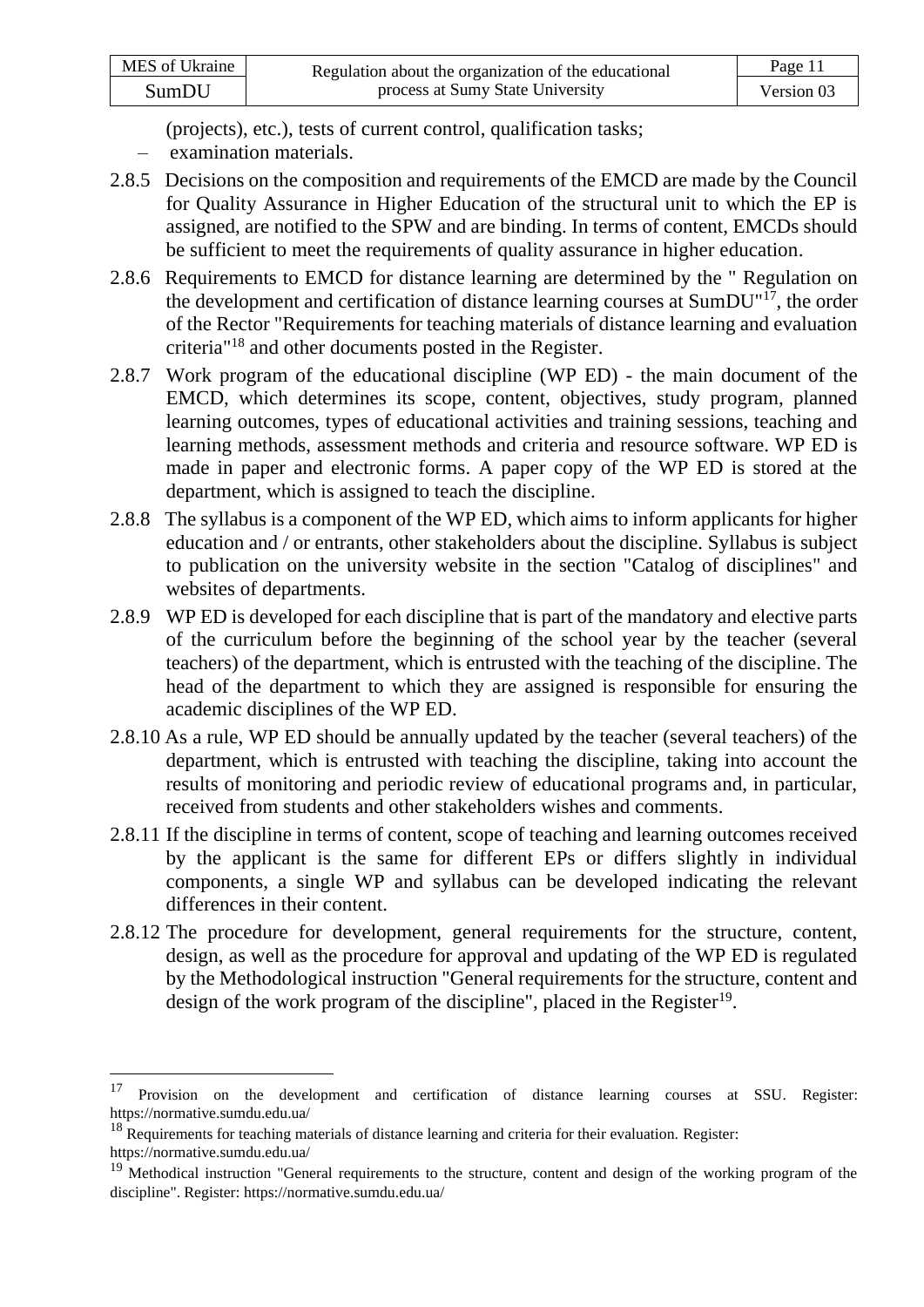(projects), etc.), tests of current control, qualification tasks;

– examination materials.

2.8.5 Decisions on the composition and requirements of the EMCD are made by the Council for Quality Assurance in Higher Education of the structural unit to which the EP is assigned, are notified to the SPW and are binding. In terms of content, EMCDs should be sufficient to meet the requirements of quality assurance in higher education.

2.8.6 Requirements to EMCD for distance learning are determined by the " Regulation on the development and certification of distance learning courses at SumDU"[17], the order of the Rector "Requirements for teaching materials of distance learning and evaluation criteria"[18] and other documents posted in the Register.

2.8.7 Work program of the educational discipline (WP ED) - the main document of the EMCD, which determines its scope, content, objectives, study program, planned learning outcomes, types of educational activities and training sessions, teaching and learning methods, assessment methods and criteria and resource software. WP ED is made in paper and electronic forms. A paper copy of the WP ED is stored at the department, which is assigned to teach the discipline.

2.8.8 The syllabus is a component of the WP ED, which aims to inform applicants for higher education and / or entrants, other stakeholders about the discipline. Syllabus is subject to publication on the university website in the section "Catalog of disciplines" and websites of departments.

2.8.9 WP ED is developed for each discipline that is part of the mandatory and elective parts of the curriculum before the beginning of the school year by the teacher (several teachers) of the department, which is entrusted with the teaching of the discipline. The head of the department to which they are assigned is responsible for ensuring the academic disciplines of the WP ED.

2.8.10 As a rule, WP ED should be annually updated by the teacher (several teachers) of the department, which is entrusted with teaching the discipline, taking into account the results of monitoring and periodic review of educational programs and, in particular, received from students and other stakeholders wishes and comments.

2.8.11 If the discipline in terms of content, scope of teaching and learning outcomes received by the applicant is the same for different EPs or differs slightly in individual components, a single WP and syllabus can be developed indicating the relevant differences in their content.

2.8.12 The procedure for development, general requirements for the structure, content, design, as well as the procedure for approval and updating of the WP ED is regulated by the Methodological instruction "General requirements for the structure, content and design of the work program of the discipline", placed in the Register[19].

---

[17] Provision on the development and certification of distance learning courses at SSU. Register: https://normative.sumdu.edu.ua/

[18] Requirements for teaching materials of distance learning and criteria for their evaluation. Register: https://normative.sumdu.edu.ua/

[19] Methodical instruction "General requirements to the structure, content and design of the working program of the discipline". Register: https://normative.sumdu.edu.ua/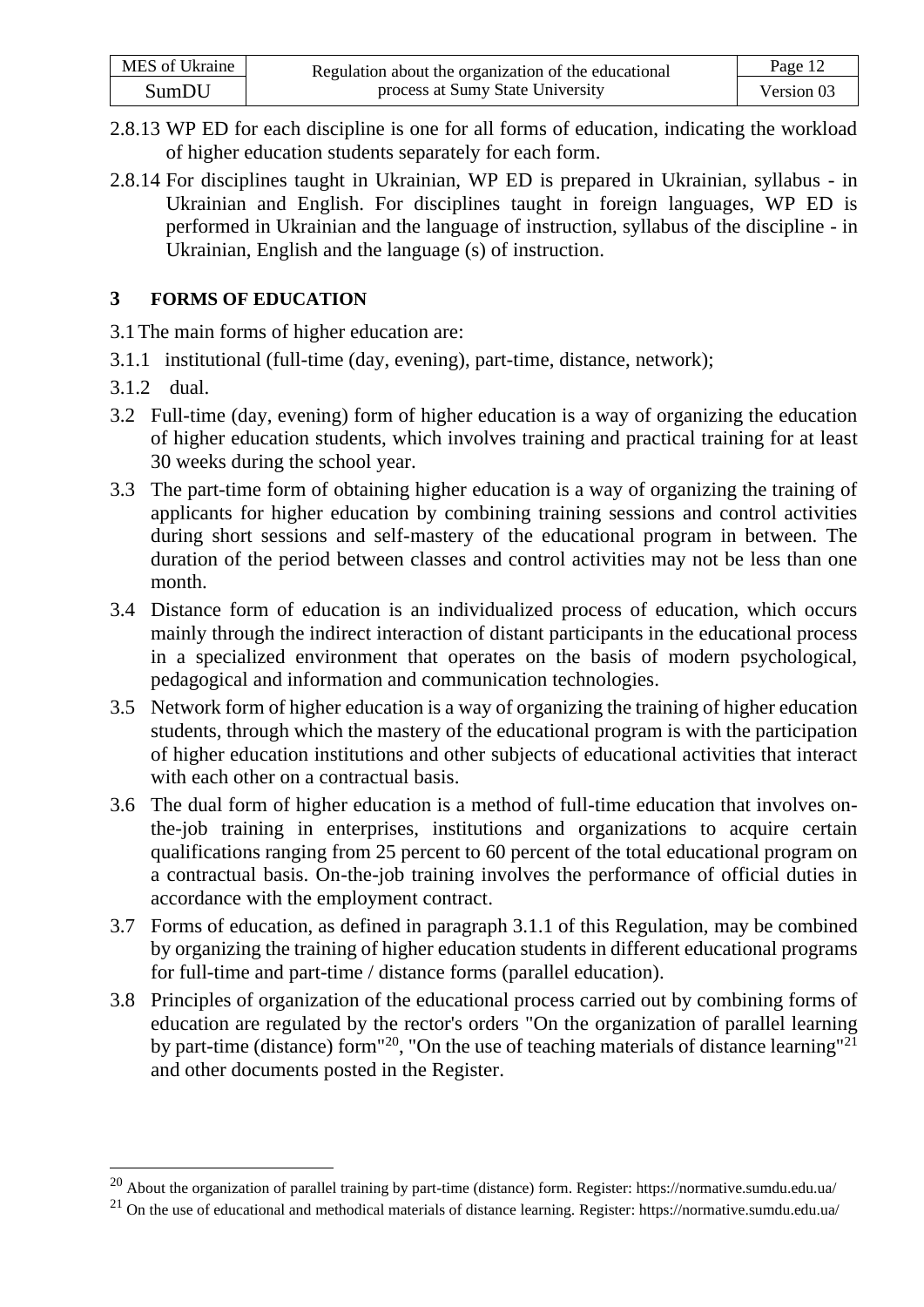2.8.13 WP ED for each discipline is one for all forms of education, indicating the workload of higher education students separately for each form.

2.8.14 For disciplines taught in Ukrainian, WP ED is prepared in Ukrainian, syllabus - in Ukrainian and English. For disciplines taught in foreign languages, WP ED is performed in Ukrainian and the language of instruction, syllabus of the discipline - in Ukrainian, English and the language (s) of instruction.

## 3 FORMS OF EDUCATION

3.1 The main forms of higher education are:

3.1.1 institutional (full-time (day, evening), part-time, distance, network);

3.1.2 dual.

3.2 Full-time (day, evening) form of higher education is a way of organizing the education of higher education students, which involves training and practical training for at least 30 weeks during the school year.

3.3 The part-time form of obtaining higher education is a way of organizing the training of applicants for higher education by combining training sessions and control activities during short sessions and self-mastery of the educational program in between. The duration of the period between classes and control activities may not be less than one month.

3.4 Distance form of education is an individualized process of education, which occurs mainly through the indirect interaction of distant participants in the educational process in a specialized environment that operates on the basis of modern psychological, pedagogical and information and communication technologies.

3.5 Network form of higher education is a way of organizing the training of higher education students, through which the mastery of the educational program is with the participation of higher education institutions and other subjects of educational activities that interact with each other on a contractual basis.

3.6 The dual form of higher education is a method of full-time education that involves on-the-job training in enterprises, institutions and organizations to acquire certain qualifications ranging from 25 percent to 60 percent of the total educational program on a contractual basis. On-the-job training involves the performance of official duties in accordance with the employment contract.

3.7 Forms of education, as defined in paragraph 3.1.1 of this Regulation, may be combined by organizing the training of higher education students in different educational programs for full-time and part-time / distance forms (parallel education).

3.8 Principles of organization of the educational process carried out by combining forms of education are regulated by the rector's orders "On the organization of parallel learning by part-time (distance) form"[20], "On the use of teaching materials of distance learning"[21] and other documents posted in the Register.

---

[20] About the organization of parallel training by part-time (distance) form. Register: https://normative.sumdu.edu.ua/

[21] On the use of educational and methodical materials of distance learning. Register: https://normative.sumdu.edu.ua/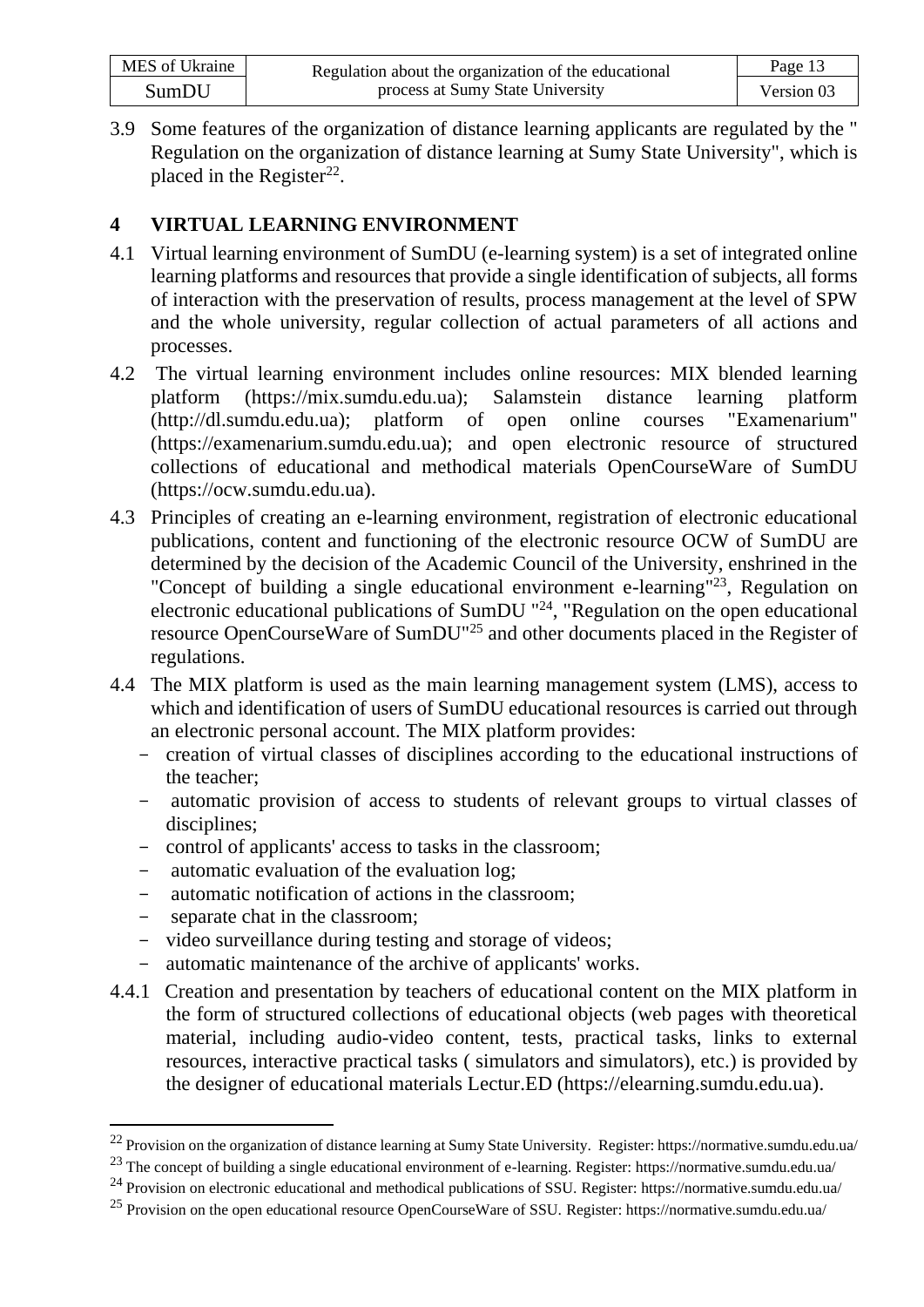3.9 Some features of the organization of distance learning applicants are regulated by the " Regulation on the organization of distance learning at Sumy State University", which is placed in the Register[22].

# 4 VIRTUAL LEARNING ENVIRONMENT

4.1 Virtual learning environment of SumDU (e-learning system) is a set of integrated online learning platforms and resources that provide a single identification of subjects, all forms of interaction with the preservation of results, process management at the level of SPW and the whole university, regular collection of actual parameters of all actions and processes.

4.2 The virtual learning environment includes online resources: MIX blended learning platform (https://mix.sumdu.edu.ua); Salamstein distance learning platform (http://dl.sumdu.edu.ua); platform of open online courses "Examenarium" (https://examenarium.sumdu.edu.ua); and open electronic resource of structured collections of educational and methodical materials OpenCourseWare of SumDU (https://ocw.sumdu.edu.ua).

4.3 Principles of creating an e-learning environment, registration of electronic educational publications, content and functioning of the electronic resource OCW of SumDU are determined by the decision of the Academic Council of the University, enshrined in the "Concept of building a single educational environment e-learning"[23], Regulation on electronic educational publications of SumDU "[24], "Regulation on the open educational resource OpenCourseWare of SumDU"[25] and other documents placed in the Register of regulations.

4.4 The MIX platform is used as the main learning management system (LMS), access to which and identification of users of SumDU educational resources is carried out through an electronic personal account. The MIX platform provides:

- creation of virtual classes of disciplines according to the educational instructions of the teacher;
- automatic provision of access to students of relevant groups to virtual classes of disciplines;
- control of applicants' access to tasks in the classroom;
- automatic evaluation of the evaluation log;
- automatic notification of actions in the classroom;
- separate chat in the classroom;
- video surveillance during testing and storage of videos;
- automatic maintenance of the archive of applicants' works.

4.4.1 Creation and presentation by teachers of educational content on the MIX platform in the form of structured collections of educational objects (web pages with theoretical material, including audio-video content, tests, practical tasks, links to external resources, interactive practical tasks ( simulators and simulators), etc.) is provided by the designer of educational materials Lectur.ED (https://elearning.sumdu.edu.ua).

---

[22] Provision on the organization of distance learning at Sumy State University. Register: https://normative.sumdu.edu.ua/

[23] The concept of building a single educational environment of e-learning. Register: https://normative.sumdu.edu.ua/

[24] Provision on electronic educational and methodical publications of SSU. Register: https://normative.sumdu.edu.ua/

[25] Provision on the open educational resource OpenCourseWare of SSU. Register: https://normative.sumdu.edu.ua/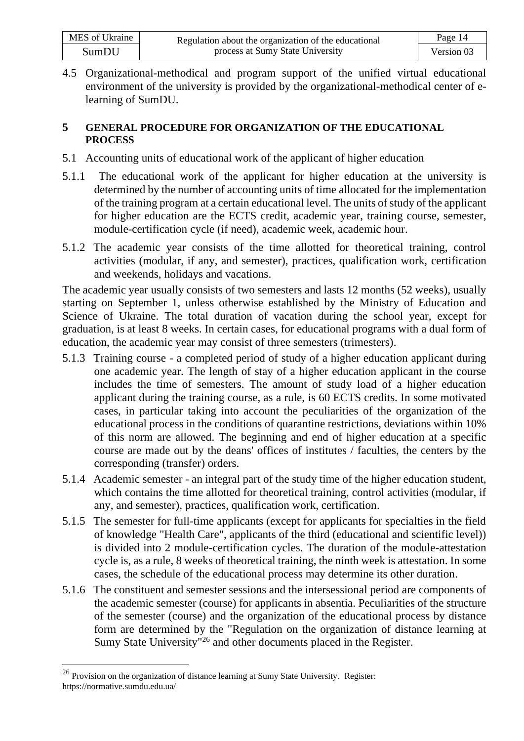4.5 Organizational-methodical and program support of the unified virtual educational environment of the university is provided by the organizational-methodical center of e-learning of SumDU.

## 5 GENERAL PROCEDURE FOR ORGANIZATION OF THE EDUCATIONAL PROCESS

5.1 Accounting units of educational work of the applicant of higher education

5.1.1 The educational work of the applicant for higher education at the university is determined by the number of accounting units of time allocated for the implementation of the training program at a certain educational level. The units of study of the applicant for higher education are the ECTS credit, academic year, training course, semester, module-certification cycle (if need), academic week, academic hour.

5.1.2 The academic year consists of the time allotted for theoretical training, control activities (modular, if any, and semester), practices, qualification work, certification and weekends, holidays and vacations.

The academic year usually consists of two semesters and lasts 12 months (52 weeks), usually starting on September 1, unless otherwise established by the Ministry of Education and Science of Ukraine. The total duration of vacation during the school year, except for graduation, is at least 8 weeks. In certain cases, for educational programs with a dual form of education, the academic year may consist of three semesters (trimesters).

5.1.3 Training course - a completed period of study of a higher education applicant during one academic year. The length of stay of a higher education applicant in the course includes the time of semesters. The amount of study load of a higher education applicant during the training course, as a rule, is 60 ECTS credits. In some motivated cases, in particular taking into account the peculiarities of the organization of the educational process in the conditions of quarantine restrictions, deviations within 10% of this norm are allowed. The beginning and end of higher education at a specific course are made out by the deans' offices of institutes / faculties, the centers by the corresponding (transfer) orders.

5.1.4 Academic semester - an integral part of the study time of the higher education student, which contains the time allotted for theoretical training, control activities (modular, if any, and semester), practices, qualification work, certification.

5.1.5 The semester for full-time applicants (except for applicants for specialties in the field of knowledge "Health Care", applicants of the third (educational and scientific level)) is divided into 2 module-certification cycles. The duration of the module-attestation cycle is, as a rule, 8 weeks of theoretical training, the ninth week is attestation. In some cases, the schedule of the educational process may determine its other duration.

5.1.6 The constituent and semester sessions and the intersessional period are components of the academic semester (course) for applicants in absentia. Peculiarities of the structure of the semester (course) and the organization of the educational process by distance form are determined by the "Regulation on the organization of distance learning at Sumy State University"[26] and other documents placed in the Register.

---

[26] Provision on the organization of distance learning at Sumy State University. Register: https://normative.sumdu.edu.ua/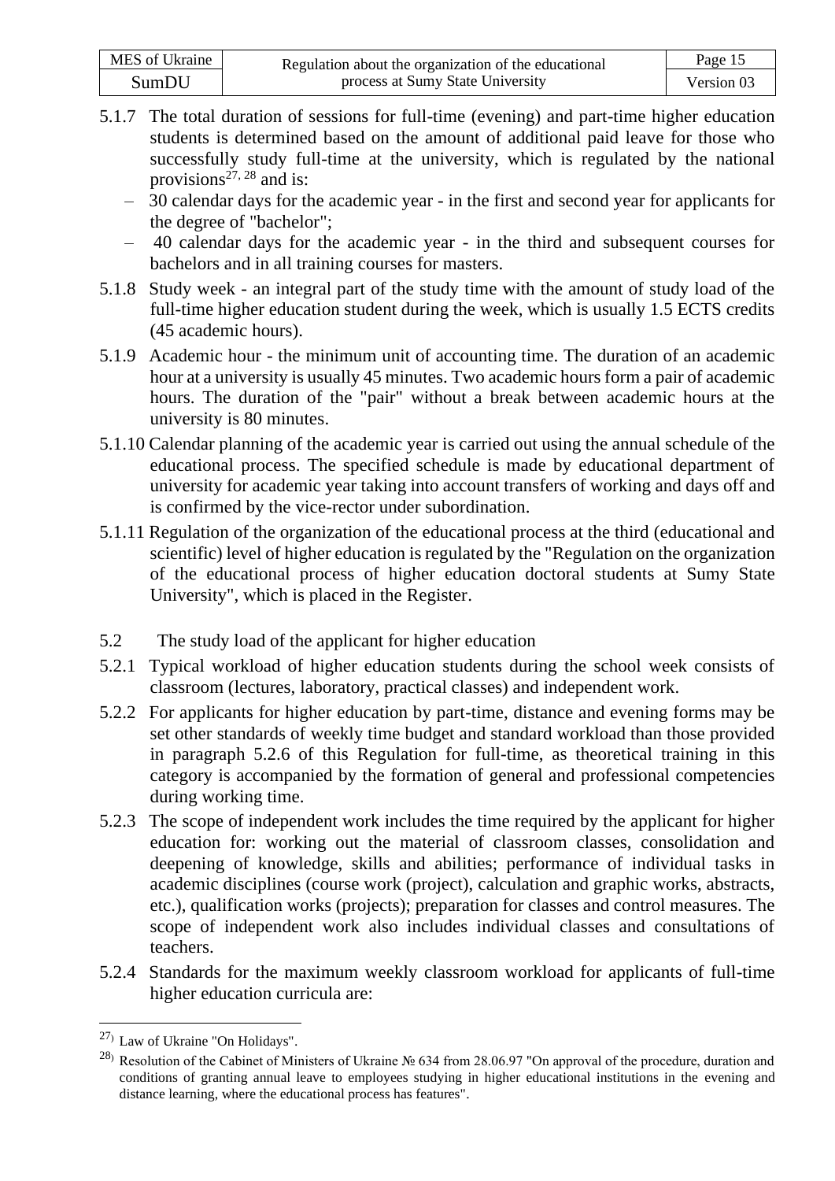5.1.7 The total duration of sessions for full-time (evening) and part-time higher education students is determined based on the amount of additional paid leave for those who successfully study full-time at the university, which is regulated by the national provisions[27, 28] and is:

– 30 calendar days for the academic year - in the first and second year for applicants for the degree of "bachelor";

– 40 calendar days for the academic year - in the third and subsequent courses for bachelors and in all training courses for masters.

5.1.8 Study week - an integral part of the study time with the amount of study load of the full-time higher education student during the week, which is usually 1.5 ECTS credits (45 academic hours).

5.1.9 Academic hour - the minimum unit of accounting time. The duration of an academic hour at a university is usually 45 minutes. Two academic hours form a pair of academic hours. The duration of the "pair" without a break between academic hours at the university is 80 minutes.

5.1.10 Calendar planning of the academic year is carried out using the annual schedule of the educational process. The specified schedule is made by educational department of university for academic year taking into account transfers of working and days off and is confirmed by the vice-rector under subordination.

5.1.11 Regulation of the organization of the educational process at the third (educational and scientific) level of higher education is regulated by the "Regulation on the organization of the educational process of higher education doctoral students at Sumy State University", which is placed in the Register.

5.2 The study load of the applicant for higher education

5.2.1 Typical workload of higher education students during the school week consists of classroom (lectures, laboratory, practical classes) and independent work.

5.2.2 For applicants for higher education by part-time, distance and evening forms may be set other standards of weekly time budget and standard workload than those provided in paragraph 5.2.6 of this Regulation for full-time, as theoretical training in this category is accompanied by the formation of general and professional competencies during working time.

5.2.3 The scope of independent work includes the time required by the applicant for higher education for: working out the material of classroom classes, consolidation and deepening of knowledge, skills and abilities; performance of individual tasks in academic disciplines (course work (project), calculation and graphic works, abstracts, etc.), qualification works (projects); preparation for classes and control measures. The scope of independent work also includes individual classes and consultations of teachers.

5.2.4 Standards for the maximum weekly classroom workload for applicants of full-time higher education curricula are:

---

[27] Law of Ukraine "On Holidays".

[28] Resolution of the Cabinet of Ministers of Ukraine № 634 from 28.06.97 "On approval of the procedure, duration and conditions of granting annual leave to employees studying in higher educational institutions in the evening and distance learning, where the educational process has features".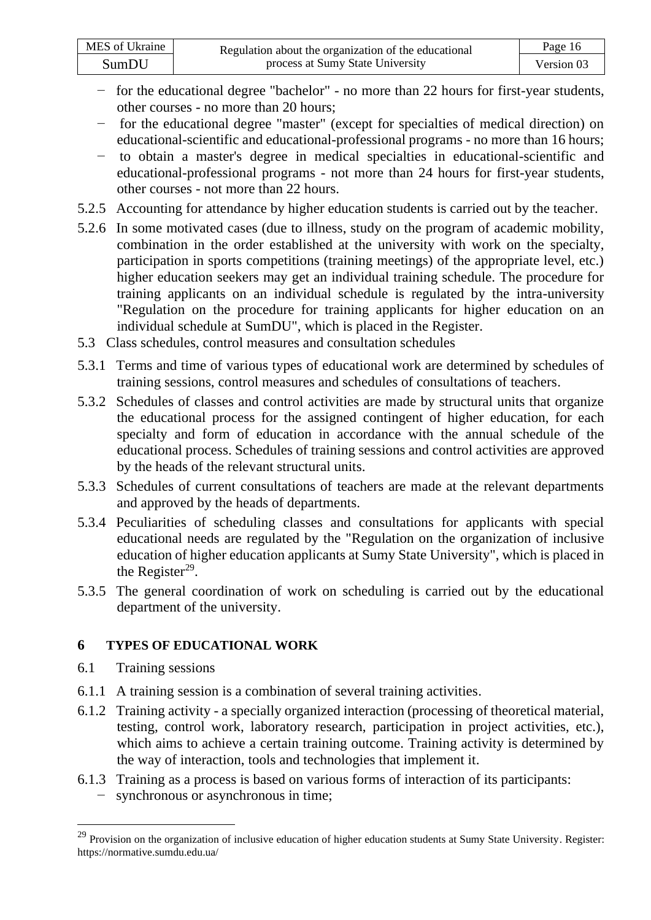- for the educational degree "bachelor" - no more than 22 hours for first-year students, other courses - no more than 20 hours;
- for the educational degree "master" (except for specialties of medical direction) on educational-scientific and educational-professional programs - no more than 16 hours;
- to obtain a master's degree in medical specialties in educational-scientific and educational-professional programs - not more than 24 hours for first-year students, other courses - not more than 22 hours.

5.2.5 Accounting for attendance by higher education students is carried out by the teacher.

5.2.6 In some motivated cases (due to illness, study on the program of academic mobility, combination in the order established at the university with work on the specialty, participation in sports competitions (training meetings) of the appropriate level, etc.) higher education seekers may get an individual training schedule. The procedure for training applicants on an individual schedule is regulated by the intra-university "Regulation on the procedure for training applicants for higher education on an individual schedule at SumDU", which is placed in the Register.

5.3 Class schedules, control measures and consultation schedules

5.3.1 Terms and time of various types of educational work are determined by schedules of training sessions, control measures and schedules of consultations of teachers.

5.3.2 Schedules of classes and control activities are made by structural units that organize the educational process for the assigned contingent of higher education, for each specialty and form of education in accordance with the annual schedule of the educational process. Schedules of training sessions and control activities are approved by the heads of the relevant structural units.

5.3.3 Schedules of current consultations of teachers are made at the relevant departments and approved by the heads of departments.

5.3.4 Peculiarities of scheduling classes and consultations for applicants with special educational needs are regulated by the "Regulation on the organization of inclusive education of higher education applicants at Sumy State University", which is placed in the Register[29].

5.3.5 The general coordination of work on scheduling is carried out by the educational department of the university.

## 6 TYPES OF EDUCATIONAL WORK

6.1 Training sessions

6.1.1 A training session is a combination of several training activities.

6.1.2 Training activity - a specially organized interaction (processing of theoretical material, testing, control work, laboratory research, participation in project activities, etc.), which aims to achieve a certain training outcome. Training activity is determined by the way of interaction, tools and technologies that implement it.

6.1.3 Training as a process is based on various forms of interaction of its participants:

- synchronous or asynchronous in time;

---

[29] Provision on the organization of inclusive education of higher education students at Sumy State University. Register: https://normative.sumdu.edu.ua/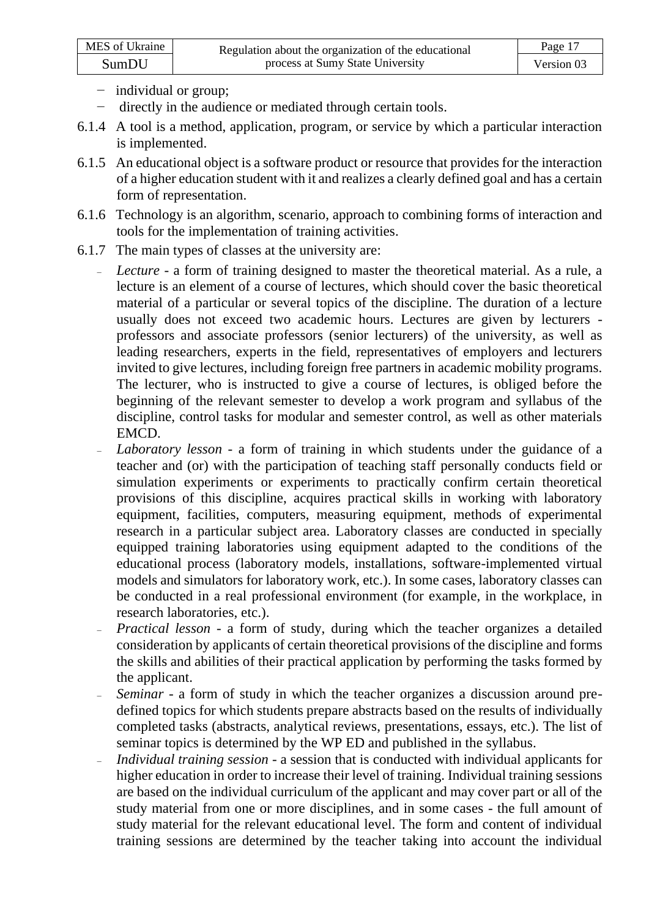- individual or group;
- directly in the audience or mediated through certain tools.

6.1.4 A tool is a method, application, program, or service by which a particular interaction is implemented.

6.1.5 An educational object is a software product or resource that provides for the interaction of a higher education student with it and realizes a clearly defined goal and has a certain form of representation.

6.1.6 Technology is an algorithm, scenario, approach to combining forms of interaction and tools for the implementation of training activities.

6.1.7 The main types of classes at the university are:

- *Lecture* - a form of training designed to master the theoretical material. As a rule, a lecture is an element of a course of lectures, which should cover the basic theoretical material of a particular or several topics of the discipline. The duration of a lecture usually does not exceed two academic hours. Lectures are given by lecturers - professors and associate professors (senior lecturers) of the university, as well as leading researchers, experts in the field, representatives of employers and lecturers invited to give lectures, including foreign free partners in academic mobility programs. The lecturer, who is instructed to give a course of lectures, is obliged before the beginning of the relevant semester to develop a work program and syllabus of the discipline, control tasks for modular and semester control, as well as other materials EMCD.
- *Laboratory lesson* - a form of training in which students under the guidance of a teacher and (or) with the participation of teaching staff personally conducts field or simulation experiments or experiments to practically confirm certain theoretical provisions of this discipline, acquires practical skills in working with laboratory equipment, facilities, computers, measuring equipment, methods of experimental research in a particular subject area. Laboratory classes are conducted in specially equipped training laboratories using equipment adapted to the conditions of the educational process (laboratory models, installations, software-implemented virtual models and simulators for laboratory work, etc.). In some cases, laboratory classes can be conducted in a real professional environment (for example, in the workplace, in research laboratories, etc.).
- *Practical lesson* - a form of study, during which the teacher organizes a detailed consideration by applicants of certain theoretical provisions of the discipline and forms the skills and abilities of their practical application by performing the tasks formed by the applicant.
- *Seminar* - a form of study in which the teacher organizes a discussion around pre-defined topics for which students prepare abstracts based on the results of individually completed tasks (abstracts, analytical reviews, presentations, essays, etc.). The list of seminar topics is determined by the WP ED and published in the syllabus.
- *Individual training session* - a session that is conducted with individual applicants for higher education in order to increase their level of training. Individual training sessions are based on the individual curriculum of the applicant and may cover part or all of the study material from one or more disciplines, and in some cases - the full amount of study material for the relevant educational level. The form and content of individual training sessions are determined by the teacher taking into account the individual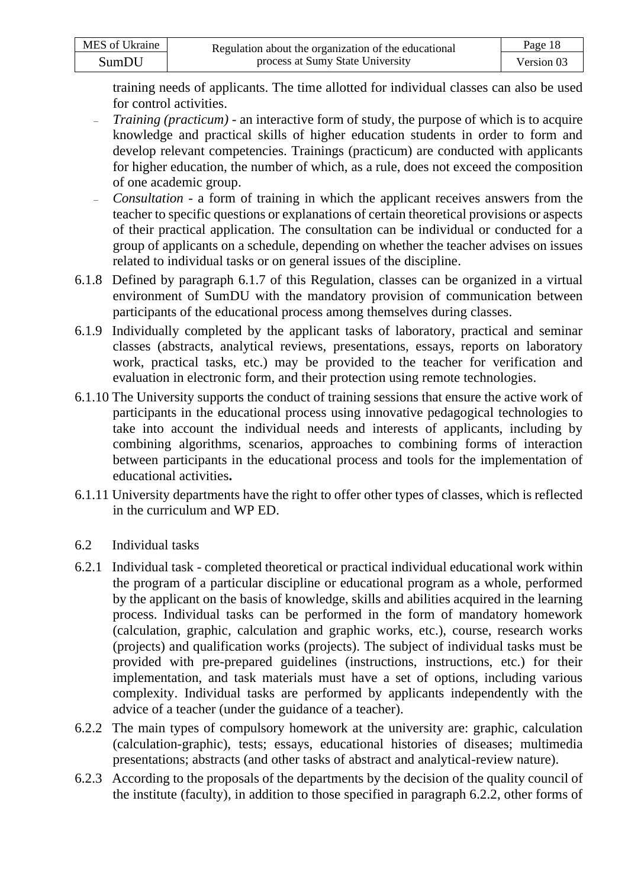training needs of applicants. The time allotted for individual classes can also be used for control activities.

- *Training (practicum)* - an interactive form of study, the purpose of which is to acquire knowledge and practical skills of higher education students in order to form and develop relevant competencies. Trainings (practicum) are conducted with applicants for higher education, the number of which, as a rule, does not exceed the composition of one academic group.
- *Consultation* - a form of training in which the applicant receives answers from the teacher to specific questions or explanations of certain theoretical provisions or aspects of their practical application. The consultation can be individual or conducted for a group of applicants on a schedule, depending on whether the teacher advises on issues related to individual tasks or on general issues of the discipline.

6.1.8 Defined by paragraph 6.1.7 of this Regulation, classes can be organized in a virtual environment of SumDU with the mandatory provision of communication between participants of the educational process among themselves during classes.

6.1.9 Individually completed by the applicant tasks of laboratory, practical and seminar classes (abstracts, analytical reviews, presentations, essays, reports on laboratory work, practical tasks, etc.) may be provided to the teacher for verification and evaluation in electronic form, and their protection using remote technologies.

6.1.10 The University supports the conduct of training sessions that ensure the active work of participants in the educational process using innovative pedagogical technologies to take into account the individual needs and interests of applicants, including by combining algorithms, scenarios, approaches to combining forms of interaction between participants in the educational process and tools for the implementation of educational activities**.**

6.1.11 University departments have the right to offer other types of classes, which is reflected in the curriculum and WP ED.

6.2 Individual tasks

6.2.1 Individual task - completed theoretical or practical individual educational work within the program of a particular discipline or educational program as a whole, performed by the applicant on the basis of knowledge, skills and abilities acquired in the learning process. Individual tasks can be performed in the form of mandatory homework (calculation, graphic, calculation and graphic works, etc.), course, research works (projects) and qualification works (projects). The subject of individual tasks must be provided with pre-prepared guidelines (instructions, instructions, etc.) for their implementation, and task materials must have a set of options, including various complexity. Individual tasks are performed by applicants independently with the advice of a teacher (under the guidance of a teacher).

6.2.2 The main types of compulsory homework at the university are: graphic, calculation (calculation-graphic), tests; essays, educational histories of diseases; multimedia presentations; abstracts (and other tasks of abstract and analytical-review nature).

6.2.3 According to the proposals of the departments by the decision of the quality council of the institute (faculty), in addition to those specified in paragraph 6.2.2, other forms of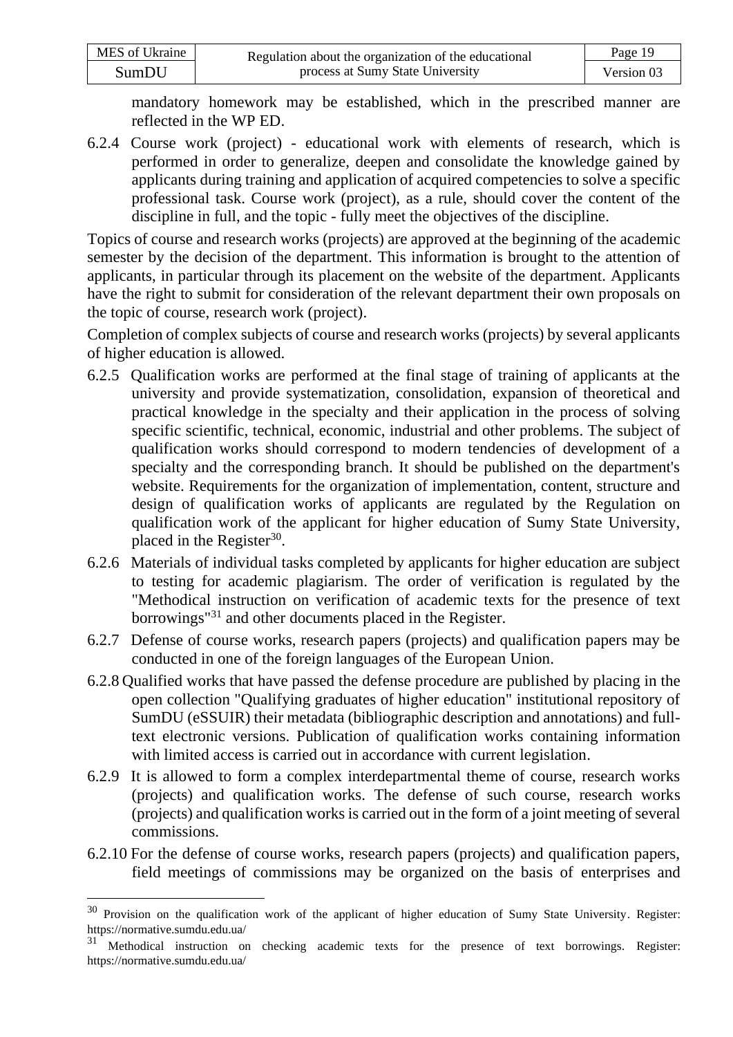mandatory homework may be established, which in the prescribed manner are reflected in the WP ED.

6.2.4 Course work (project) - educational work with elements of research, which is performed in order to generalize, deepen and consolidate the knowledge gained by applicants during training and application of acquired competencies to solve a specific professional task. Course work (project), as a rule, should cover the content of the discipline in full, and the topic - fully meet the objectives of the discipline.

Topics of course and research works (projects) are approved at the beginning of the academic semester by the decision of the department. This information is brought to the attention of applicants, in particular through its placement on the website of the department. Applicants have the right to submit for consideration of the relevant department their own proposals on the topic of course, research work (project).

Completion of complex subjects of course and research works (projects) by several applicants of higher education is allowed.

6.2.5 Qualification works are performed at the final stage of training of applicants at the university and provide systematization, consolidation, expansion of theoretical and practical knowledge in the specialty and their application in the process of solving specific scientific, technical, economic, industrial and other problems. The subject of qualification works should correspond to modern tendencies of development of a specialty and the corresponding branch. It should be published on the department's website. Requirements for the organization of implementation, content, structure and design of qualification works of applicants are regulated by the Regulation on qualification work of the applicant for higher education of Sumy State University, placed in the Register[30].

6.2.6 Materials of individual tasks completed by applicants for higher education are subject to testing for academic plagiarism. The order of verification is regulated by the "Methodical instruction on verification of academic texts for the presence of text borrowings"[31] and other documents placed in the Register.

6.2.7 Defense of course works, research papers (projects) and qualification papers may be conducted in one of the foreign languages of the European Union.

6.2.8 Qualified works that have passed the defense procedure are published by placing in the open collection "Qualifying graduates of higher education" institutional repository of SumDU (eSSUIR) their metadata (bibliographic description and annotations) and full-text electronic versions. Publication of qualification works containing information with limited access is carried out in accordance with current legislation.

6.2.9 It is allowed to form a complex interdepartmental theme of course, research works (projects) and qualification works. The defense of such course, research works (projects) and qualification works is carried out in the form of a joint meeting of several commissions.

6.2.10 For the defense of course works, research papers (projects) and qualification papers, field meetings of commissions may be organized on the basis of enterprises and

---

[30] Provision on the qualification work of the applicant of higher education of Sumy State University. Register: https://normative.sumdu.edu.ua/

[31] Methodical instruction on checking academic texts for the presence of text borrowings. Register: https://normative.sumdu.edu.ua/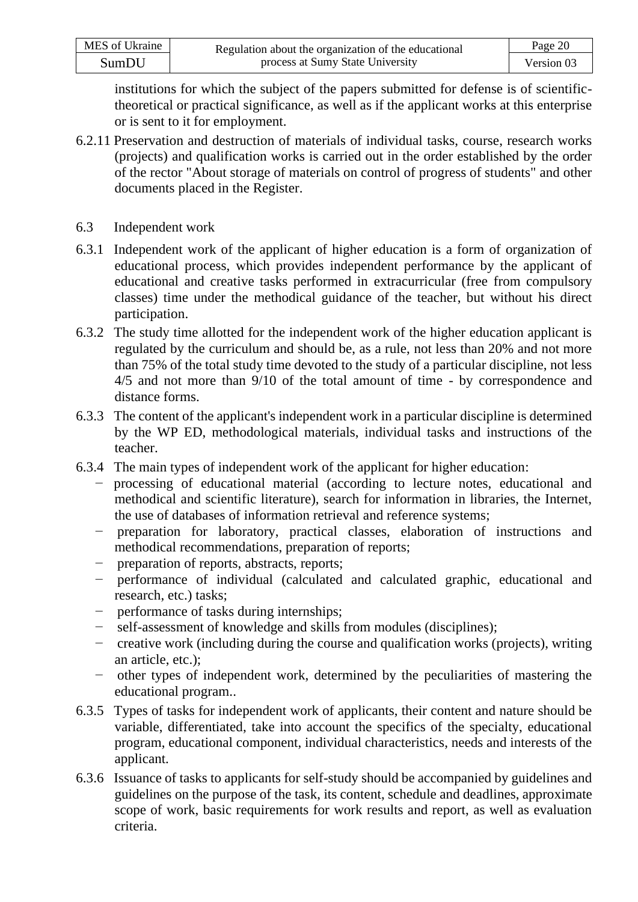institutions for which the subject of the papers submitted for defense is of scientific-theoretical or practical significance, as well as if the applicant works at this enterprise or is sent to it for employment.

6.2.11 Preservation and destruction of materials of individual tasks, course, research works (projects) and qualification works is carried out in the order established by the order of the rector "About storage of materials on control of progress of students" and other documents placed in the Register.

## 6.3 Independent work

6.3.1 Independent work of the applicant of higher education is a form of organization of educational process, which provides independent performance by the applicant of educational and creative tasks performed in extracurricular (free from compulsory classes) time under the methodical guidance of the teacher, but without his direct participation.

6.3.2 The study time allotted for the independent work of the higher education applicant is regulated by the curriculum and should be, as a rule, not less than 20% and not more than 75% of the total study time devoted to the study of a particular discipline, not less 4/5 and not more than 9/10 of the total amount of time - by correspondence and distance forms.

6.3.3 The content of the applicant's independent work in a particular discipline is determined by the WP ED, methodological materials, individual tasks and instructions of the teacher.

6.3.4 The main types of independent work of the applicant for higher education:

- processing of educational material (according to lecture notes, educational and methodical and scientific literature), search for information in libraries, the Internet, the use of databases of information retrieval and reference systems;
- preparation for laboratory, practical classes, elaboration of instructions and methodical recommendations, preparation of reports;
- preparation of reports, abstracts, reports;
- performance of individual (calculated and calculated graphic, educational and research, etc.) tasks;
- performance of tasks during internships;
- self-assessment of knowledge and skills from modules (disciplines);
- creative work (including during the course and qualification works (projects), writing an article, etc.);
- other types of independent work, determined by the peculiarities of mastering the educational program..

6.3.5 Types of tasks for independent work of applicants, their content and nature should be variable, differentiated, take into account the specifics of the specialty, educational program, educational component, individual characteristics, needs and interests of the applicant.

6.3.6 Issuance of tasks to applicants for self-study should be accompanied by guidelines and guidelines on the purpose of the task, its content, schedule and deadlines, approximate scope of work, basic requirements for work results and report, as well as evaluation criteria.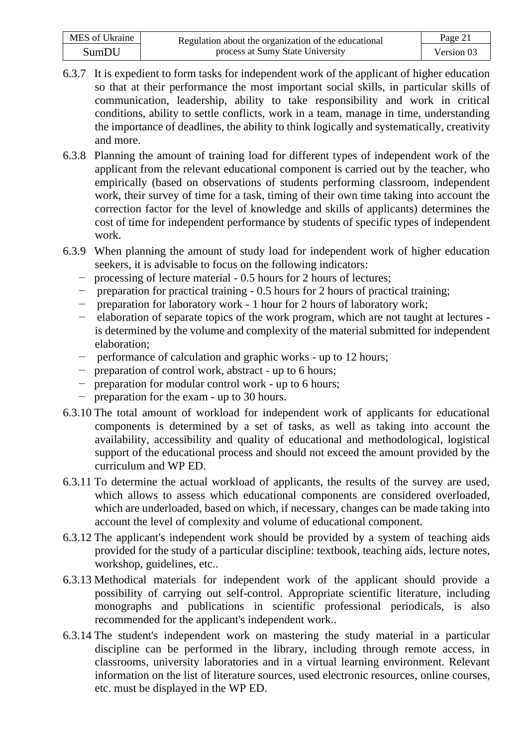6.3.7 It is expedient to form tasks for independent work of the applicant of higher education so that at their performance the most important social skills, in particular skills of communication, leadership, ability to take responsibility and work in critical conditions, ability to settle conflicts, work in a team, manage in time, understanding the importance of deadlines, the ability to think logically and systematically, creativity and more.

6.3.8 Planning the amount of training load for different types of independent work of the applicant from the relevant educational component is carried out by the teacher, who empirically (based on observations of students performing classroom, independent work, their survey of time for a task, timing of their own time taking into account the correction factor for the level of knowledge and skills of applicants) determines the cost of time for independent performance by students of specific types of independent work.

6.3.9 When planning the amount of study load for independent work of higher education seekers, it is advisable to focus on the following indicators:

- processing of lecture material - 0.5 hours for 2 hours of lectures;
- preparation for practical training - 0.5 hours for 2 hours of practical training;
- preparation for laboratory work - 1 hour for 2 hours of laboratory work;
- elaboration of separate topics of the work program, which are not taught at lectures - is determined by the volume and complexity of the material submitted for independent elaboration;
- performance of calculation and graphic works - up to 12 hours;
- preparation of control work, abstract - up to 6 hours;
- preparation for modular control work - up to 6 hours;
- preparation for the exam - up to 30 hours.

6.3.10 The total amount of workload for independent work of applicants for educational components is determined by a set of tasks, as well as taking into account the availability, accessibility and quality of educational and methodological, logistical support of the educational process and should not exceed the amount provided by the curriculum and WP ED.

6.3.11 To determine the actual workload of applicants, the results of the survey are used, which allows to assess which educational components are considered overloaded, which are underloaded, based on which, if necessary, changes can be made taking into account the level of complexity and volume of educational component.

6.3.12 The applicant's independent work should be provided by a system of teaching aids provided for the study of a particular discipline: textbook, teaching aids, lecture notes, workshop, guidelines, etc..

6.3.13 Methodical materials for independent work of the applicant should provide a possibility of carrying out self-control. Appropriate scientific literature, including monographs and publications in scientific professional periodicals, is also recommended for the applicant's independent work..

6.3.14 The student's independent work on mastering the study material in a particular discipline can be performed in the library, including through remote access, in classrooms, university laboratories and in a virtual learning environment. Relevant information on the list of literature sources, used electronic resources, online courses, etc. must be displayed in the WP ED.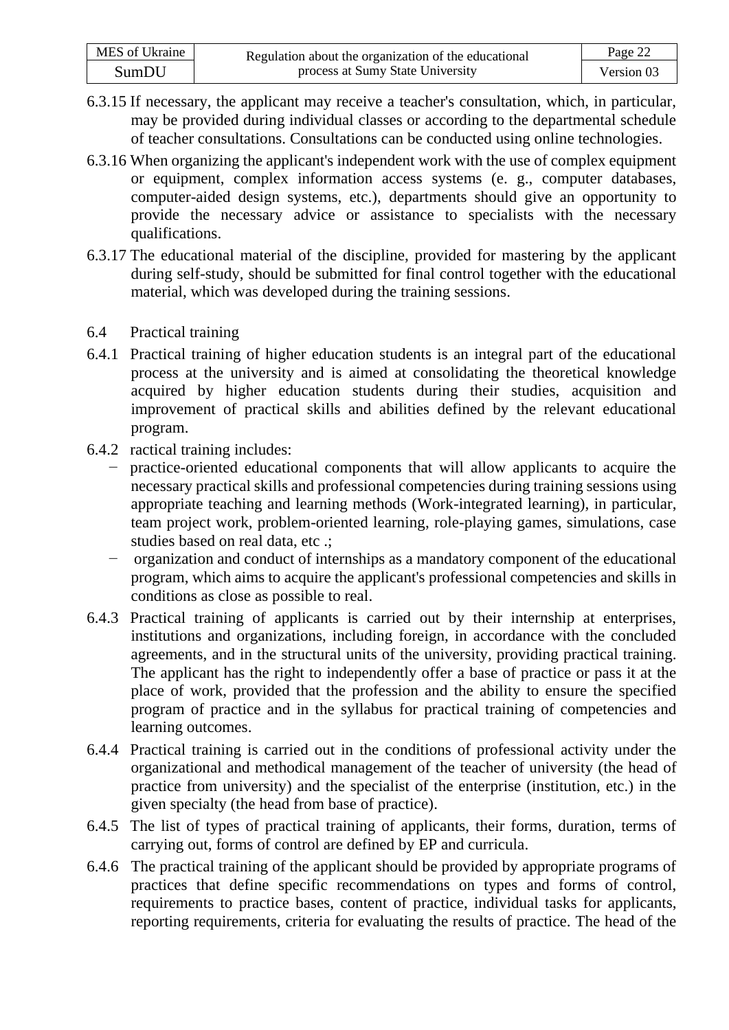6.3.15 If necessary, the applicant may receive a teacher's consultation, which, in particular, may be provided during individual classes or according to the departmental schedule of teacher consultations. Consultations can be conducted using online technologies.

6.3.16 When organizing the applicant's independent work with the use of complex equipment or equipment, complex information access systems (e. g., computer databases, computer-aided design systems, etc.), departments should give an opportunity to provide the necessary advice or assistance to specialists with the necessary qualifications.

6.3.17 The educational material of the discipline, provided for mastering by the applicant during self-study, should be submitted for final control together with the educational material, which was developed during the training sessions.

## 6.4 Practical training

6.4.1 Practical training of higher education students is an integral part of the educational process at the university and is aimed at consolidating the theoretical knowledge acquired by higher education students during their studies, acquisition and improvement of practical skills and abilities defined by the relevant educational program.

6.4.2 ractical training includes:

- practice-oriented educational components that will allow applicants to acquire the necessary practical skills and professional competencies during training sessions using appropriate teaching and learning methods (Work-integrated learning), in particular, team project work, problem-oriented learning, role-playing games, simulations, case studies based on real data, etc .;
- organization and conduct of internships as a mandatory component of the educational program, which aims to acquire the applicant's professional competencies and skills in conditions as close as possible to real.

6.4.3 Practical training of applicants is carried out by their internship at enterprises, institutions and organizations, including foreign, in accordance with the concluded agreements, and in the structural units of the university, providing practical training. The applicant has the right to independently offer a base of practice or pass it at the place of work, provided that the profession and the ability to ensure the specified program of practice and in the syllabus for practical training of competencies and learning outcomes.

6.4.4 Practical training is carried out in the conditions of professional activity under the organizational and methodical management of the teacher of university (the head of practice from university) and the specialist of the enterprise (institution, etc.) in the given specialty (the head from base of practice).

6.4.5 The list of types of practical training of applicants, their forms, duration, terms of carrying out, forms of control are defined by EP and curricula.

6.4.6 The practical training of the applicant should be provided by appropriate programs of practices that define specific recommendations on types and forms of control, requirements to practice bases, content of practice, individual tasks for applicants, reporting requirements, criteria for evaluating the results of practice. The head of the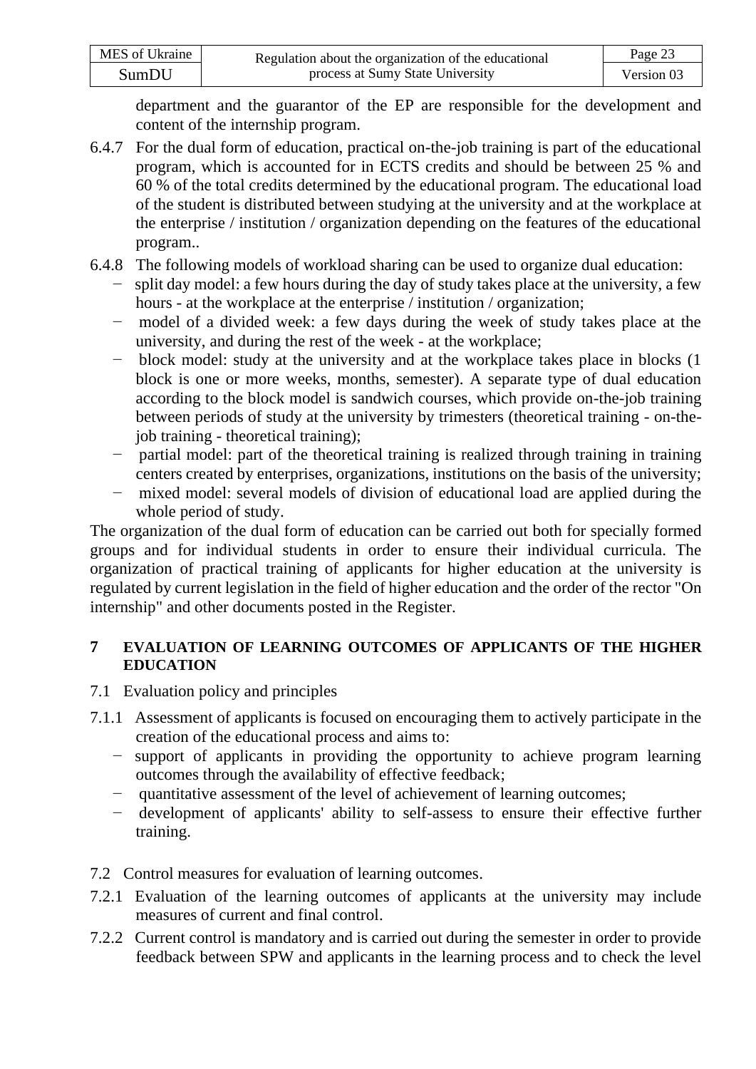department and the guarantor of the EP are responsible for the development and content of the internship program.

6.4.7 For the dual form of education, practical on-the-job training is part of the educational program, which is accounted for in ECTS credits and should be between 25 % and 60 % of the total credits determined by the educational program. The educational load of the student is distributed between studying at the university and at the workplace at the enterprise / institution / organization depending on the features of the educational program..

6.4.8 The following models of workload sharing can be used to organize dual education:

- split day model: a few hours during the day of study takes place at the university, a few hours - at the workplace at the enterprise / institution / organization;
- model of a divided week: a few days during the week of study takes place at the university, and during the rest of the week - at the workplace;
- block model: study at the university and at the workplace takes place in blocks (1 block is one or more weeks, months, semester). A separate type of dual education according to the block model is sandwich courses, which provide on-the-job training between periods of study at the university by trimesters (theoretical training - on-the-job training - theoretical training);
- partial model: part of the theoretical training is realized through training in training centers created by enterprises, organizations, institutions on the basis of the university;
- mixed model: several models of division of educational load are applied during the whole period of study.

The organization of the dual form of education can be carried out both for specially formed groups and for individual students in order to ensure their individual curricula. The organization of practical training of applicants for higher education at the university is regulated by current legislation in the field of higher education and the order of the rector "On internship" and other documents posted in the Register.

## 7 EVALUATION OF LEARNING OUTCOMES OF APPLICANTS OF THE HIGHER EDUCATION

7.1 Evaluation policy and principles

7.1.1 Assessment of applicants is focused on encouraging them to actively participate in the creation of the educational process and aims to:

- support of applicants in providing the opportunity to achieve program learning outcomes through the availability of effective feedback;
- quantitative assessment of the level of achievement of learning outcomes;
- development of applicants' ability to self-assess to ensure their effective further training.

7.2 Control measures for evaluation of learning outcomes.

7.2.1 Evaluation of the learning outcomes of applicants at the university may include measures of current and final control.

7.2.2 Current control is mandatory and is carried out during the semester in order to provide feedback between SPW and applicants in the learning process and to check the level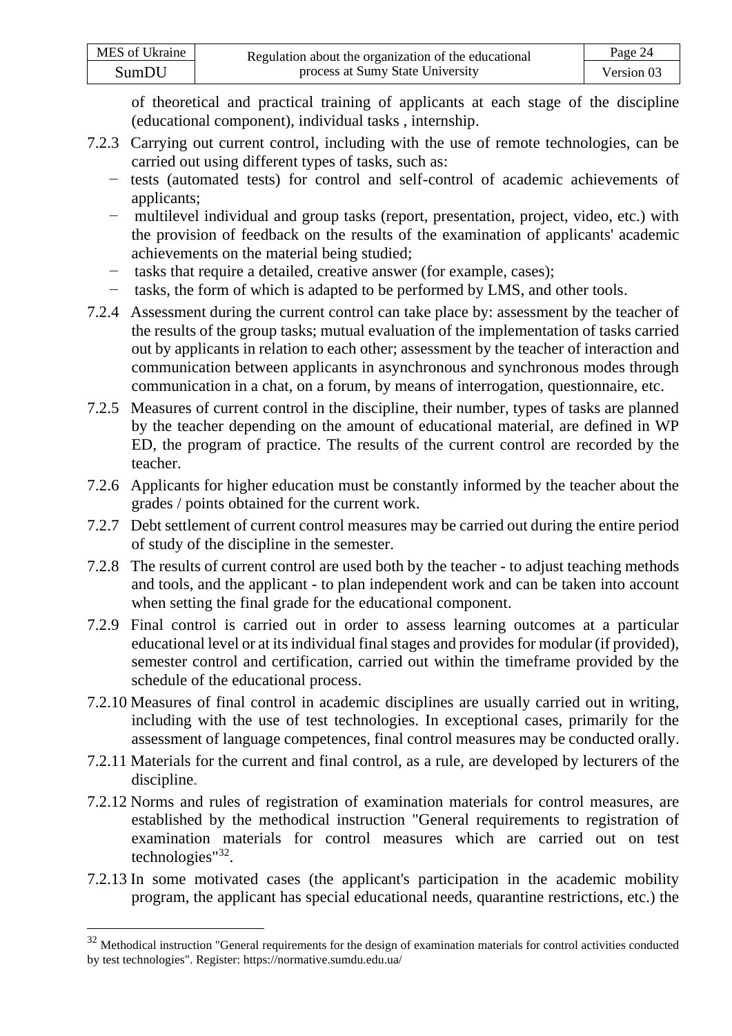of theoretical and practical training of applicants at each stage of the discipline (educational component), individual tasks , internship.

7.2.3 Carrying out current control, including with the use of remote technologies, can be carried out using different types of tasks, such as:

- tests (automated tests) for control and self-control of academic achievements of applicants;
- multilevel individual and group tasks (report, presentation, project, video, etc.) with the provision of feedback on the results of the examination of applicants' academic achievements on the material being studied;
- tasks that require a detailed, creative answer (for example, cases);
- tasks, the form of which is adapted to be performed by LMS, and other tools.

7.2.4 Assessment during the current control can take place by: assessment by the teacher of the results of the group tasks; mutual evaluation of the implementation of tasks carried out by applicants in relation to each other; assessment by the teacher of interaction and communication between applicants in asynchronous and synchronous modes through communication in a chat, on a forum, by means of interrogation, questionnaire, etc.

7.2.5 Measures of current control in the discipline, their number, types of tasks are planned by the teacher depending on the amount of educational material, are defined in WP ED, the program of practice. The results of the current control are recorded by the teacher.

7.2.6 Applicants for higher education must be constantly informed by the teacher about the grades / points obtained for the current work.

7.2.7 Debt settlement of current control measures may be carried out during the entire period of study of the discipline in the semester.

7.2.8 The results of current control are used both by the teacher - to adjust teaching methods and tools, and the applicant - to plan independent work and can be taken into account when setting the final grade for the educational component.

7.2.9 Final control is carried out in order to assess learning outcomes at a particular educational level or at its individual final stages and provides for modular (if provided), semester control and certification, carried out within the timeframe provided by the schedule of the educational process.

7.2.10 Measures of final control in academic disciplines are usually carried out in writing, including with the use of test technologies. In exceptional cases, primarily for the assessment of language competences, final control measures may be conducted orally.

7.2.11 Materials for the current and final control, as a rule, are developed by lecturers of the discipline.

7.2.12 Norms and rules of registration of examination materials for control measures, are established by the methodical instruction "General requirements to registration of examination materials for control measures which are carried out on test technologies"[32].

7.2.13 In some motivated cases (the applicant's participation in the academic mobility program, the applicant has special educational needs, quarantine restrictions, etc.) the

[32] Methodical instruction "General requirements for the design of examination materials for control activities conducted by test technologies". Register: https://normative.sumdu.edu.ua/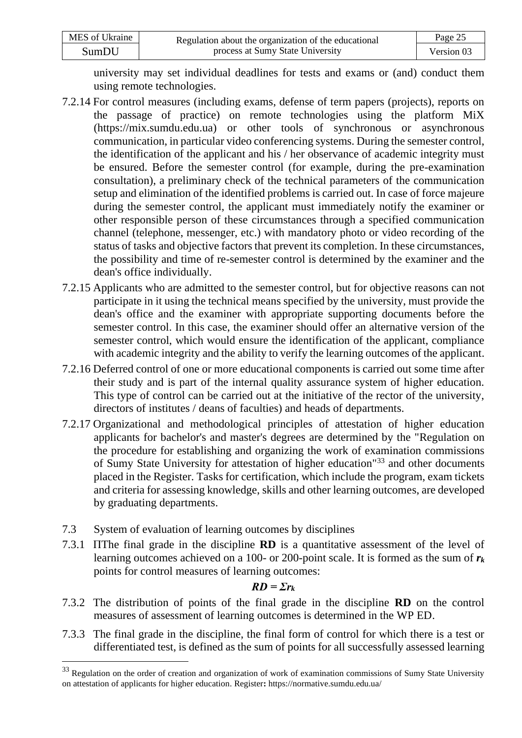university may set individual deadlines for tests and exams or (and) conduct them using remote technologies.

7.2.14 For control measures (including exams, defense of term papers (projects), reports on the passage of practice) on remote technologies using the platform MiX (https://mix.sumdu.edu.ua) or other tools of synchronous or asynchronous communication, in particular video conferencing systems. During the semester control, the identification of the applicant and his / her observance of academic integrity must be ensured. Before the semester control (for example, during the pre-examination consultation), a preliminary check of the technical parameters of the communication setup and elimination of the identified problems is carried out. In case of force majeure during the semester control, the applicant must immediately notify the examiner or other responsible person of these circumstances through a specified communication channel (telephone, messenger, etc.) with mandatory photo or video recording of the status of tasks and objective factors that prevent its completion. In these circumstances, the possibility and time of re-semester control is determined by the examiner and the dean's office individually.

7.2.15 Applicants who are admitted to the semester control, but for objective reasons can not participate in it using the technical means specified by the university, must provide the dean's office and the examiner with appropriate supporting documents before the semester control. In this case, the examiner should offer an alternative version of the semester control, which would ensure the identification of the applicant, compliance with academic integrity and the ability to verify the learning outcomes of the applicant.

7.2.16 Deferred control of one or more educational components is carried out some time after their study and is part of the internal quality assurance system of higher education. This type of control can be carried out at the initiative of the rector of the university, directors of institutes / deans of faculties) and heads of departments.

7.2.17 Organizational and methodological principles of attestation of higher education applicants for bachelor's and master's degrees are determined by the "Regulation on the procedure for establishing and organizing the work of examination commissions of Sumy State University for attestation of higher education"[33] and other documents placed in the Register. Tasks for certification, which include the program, exam tickets and criteria for assessing knowledge, skills and other learning outcomes, are developed by graduating departments.

7.3 System of evaluation of learning outcomes by disciplines

7.3.1 ПThe final grade in the discipline **RD** is a quantitative assessment of the level of learning outcomes achieved on a 100- or 200-point scale. It is formed as the sum of $r_k$ points for control measures of learning outcomes:

$$RD = \Sigma r_k$$

7.3.2 The distribution of points of the final grade in the discipline **RD** on the control measures of assessment of learning outcomes is determined in the WP ED.

7.3.3 The final grade in the discipline, the final form of control for which there is a test or differentiated test, is defined as the sum of points for all successfully assessed learning

[33] Regulation on the order of creation and organization of work of examination commissions of Sumy State University on attestation of applicants for higher education. Register**:** https://normative.sumdu.edu.ua/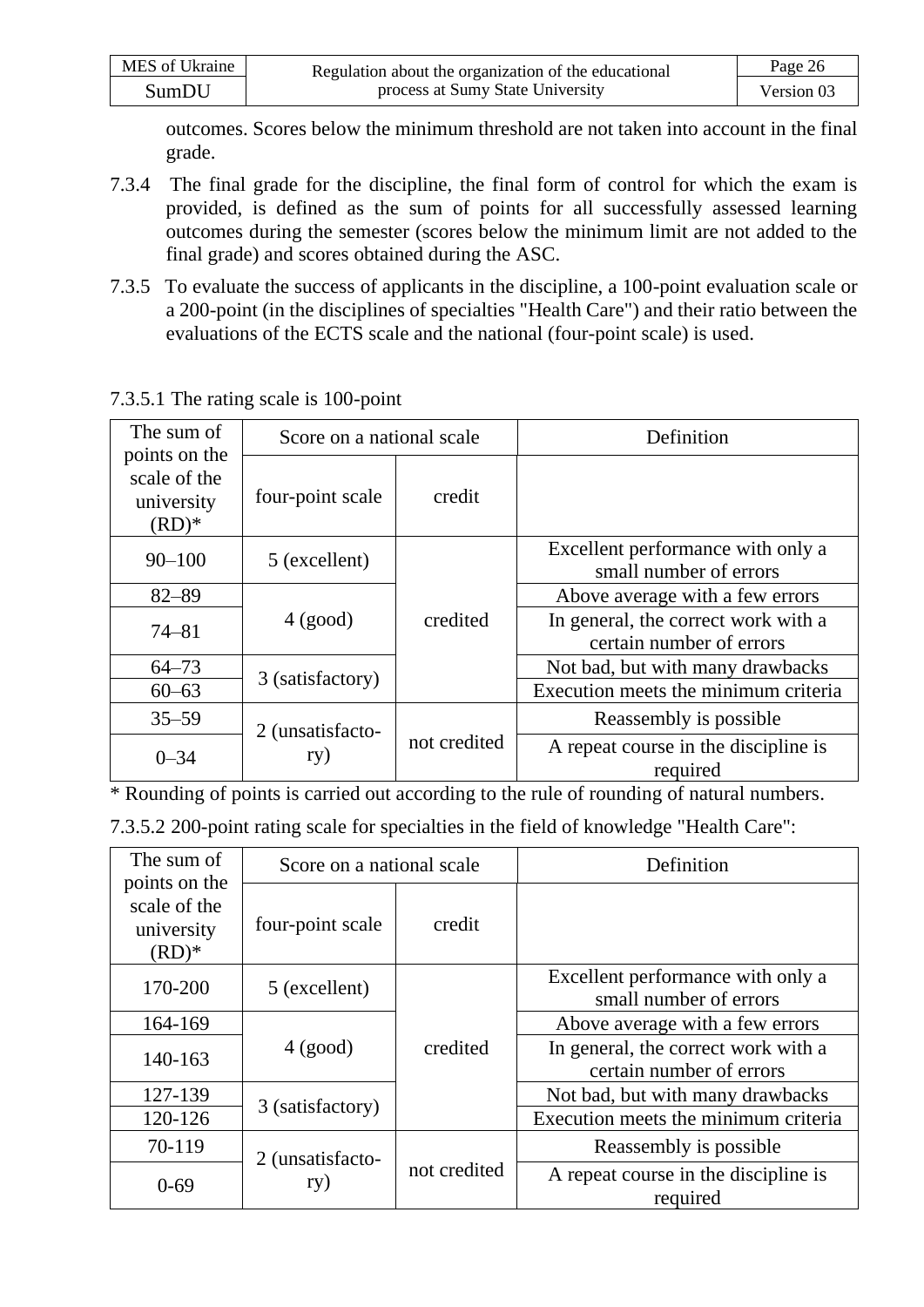outcomes. Scores below the minimum threshold are not taken into account in the final grade.

7.3.4 The final grade for the discipline, the final form of control for which the exam is provided, is defined as the sum of points for all successfully assessed learning outcomes during the semester (scores below the minimum limit are not added to the final grade) and scores obtained during the ASC.

7.3.5 To evaluate the success of applicants in the discipline, a 100-point evaluation scale or a 200-point (in the disciplines of specialties "Health Care") and their ratio between the evaluations of the ECTS scale and the national (four-point scale) is used.

7.3.5.1 The rating scale is 100-point

| The sum of points on the scale of the university (RD)* | Score on a national scale | | Definition |
|---|---|---|---|
| | four-point scale | credit | |
| 90–100 | 5 (excellent) | credited | Excellent performance with only a small number of errors |
| 82–89 | 4 (good) | | Above average with a few errors |
| 74–81 | | | In general, the correct work with a certain number of errors |
| 64–73 | 3 (satisfactory) | | Not bad, but with many drawbacks |
| 60–63 | | | Execution meets the minimum criteria |
| 35–59 | 2 (unsatisfactory) | not credited | Reassembly is possible |
| 0–34 | | | A repeat course in the discipline is required |

* Rounding of points is carried out according to the rule of rounding of natural numbers.

7.3.5.2 200-point rating scale for specialties in the field of knowledge "Health Care":

| The sum of points on the scale of the university (RD)* | Score on a national scale | | Definition |
|---|---|---|---|
| | four-point scale | credit | |
| 170-200 | 5 (excellent) | credited | Excellent performance with only a small number of errors |
| 164-169 | 4 (good) | | Above average with a few errors |
| 140-163 | | | In general, the correct work with a certain number of errors |
| 127-139 | 3 (satisfactory) | | Not bad, but with many drawbacks |
| 120-126 | | | Execution meets the minimum criteria |
| 70-119 | 2 (unsatisfactory) | not credited | Reassembly is possible |
| 0-69 | | | A repeat course in the discipline is required |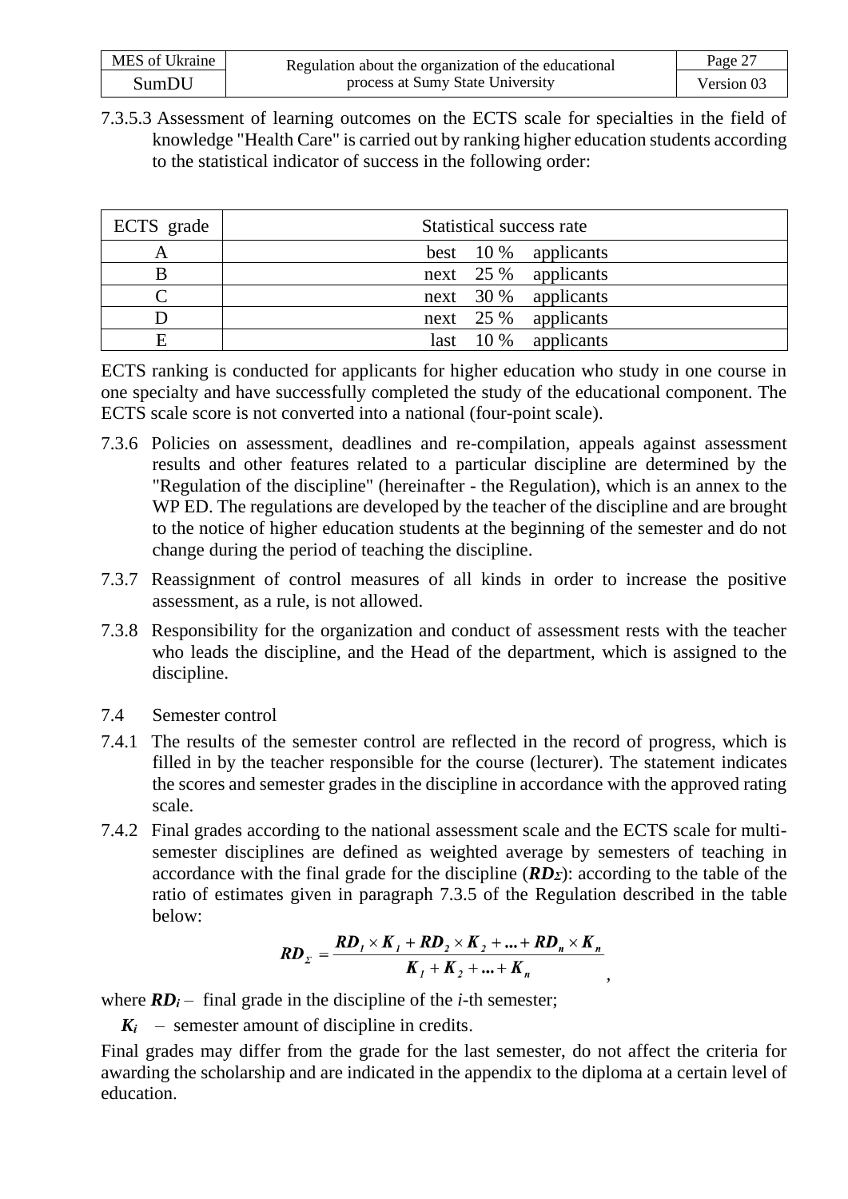7.3.5.3 Assessment of learning outcomes on the ECTS scale for specialties in the field of knowledge "Health Care" is carried out by ranking higher education students according to the statistical indicator of success in the following order:

| ECTS grade | Statistical success rate |
|---|---|
| A | best 10 % applicants |
| B | next 25 % applicants |
| C | next 30 % applicants |
| D | next 25 % applicants |
| E | last 10 % applicants |

ECTS ranking is conducted for applicants for higher education who study in one course in one specialty and have successfully completed the study of the educational component. The ECTS scale score is not converted into a national (four-point scale).

7.3.6 Policies on assessment, deadlines and re-compilation, appeals against assessment results and other features related to a particular discipline are determined by the "Regulation of the discipline" (hereinafter - the Regulation), which is an annex to the WP ED. The regulations are developed by the teacher of the discipline and are brought to the notice of higher education students at the beginning of the semester and do not change during the period of teaching the discipline.

7.3.7 Reassignment of control measures of all kinds in order to increase the positive assessment, as a rule, is not allowed.

7.3.8 Responsibility for the organization and conduct of assessment rests with the teacher who leads the discipline, and the Head of the department, which is assigned to the discipline.

7.4 Semester control

7.4.1 The results of the semester control are reflected in the record of progress, which is filled in by the teacher responsible for the course (lecturer). The statement indicates the scores and semester grades in the discipline in accordance with the approved rating scale.

7.4.2 Final grades according to the national assessment scale and the ECTS scale for multi-semester disciplines are defined as weighted average by semesters of teaching in accordance with the final grade for the discipline ($RD_{\Sigma}$): according to the table of the ratio of estimates given in paragraph 7.3.5 of the Regulation described in the table below:

$$RD_{\Sigma} = \frac{RD_1 \times K_1 + RD_2 \times K_2 + ... + RD_n \times K_n}{K_1 + K_2 + ... + K_n},$$

where $RD_i$ – final grade in the discipline of the *i*-th semester;

$K_i$ – semester amount of discipline in credits.

Final grades may differ from the grade for the last semester, do not affect the criteria for awarding the scholarship and are indicated in the appendix to the diploma at a certain level of education.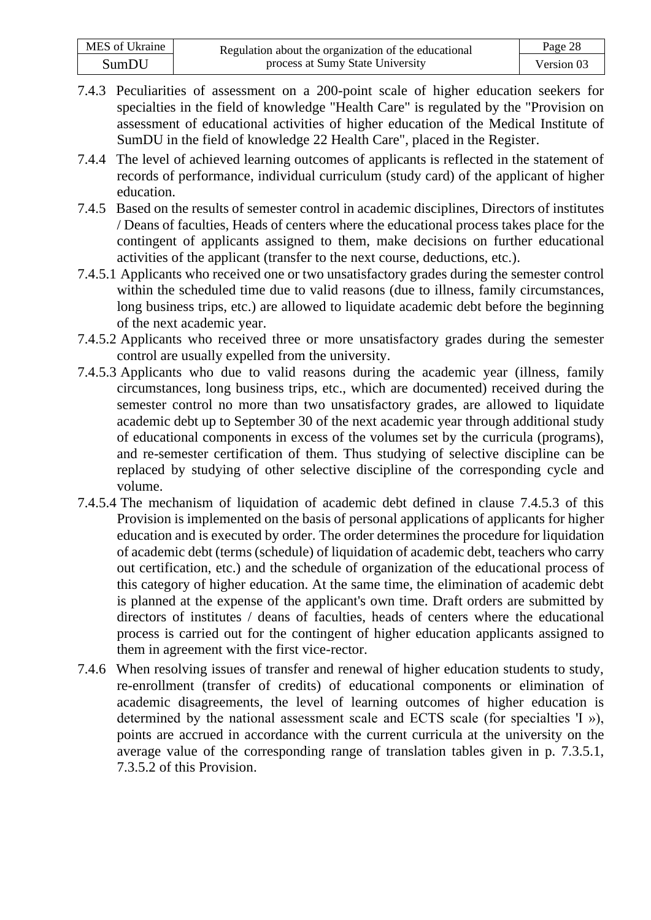7.4.3 Peculiarities of assessment on a 200-point scale of higher education seekers for specialties in the field of knowledge "Health Care" is regulated by the "Provision on assessment of educational activities of higher education of the Medical Institute of SumDU in the field of knowledge 22 Health Care", placed in the Register.

7.4.4 The level of achieved learning outcomes of applicants is reflected in the statement of records of performance, individual curriculum (study card) of the applicant of higher education.

7.4.5 Based on the results of semester control in academic disciplines, Directors of institutes / Deans of faculties, Heads of centers where the educational process takes place for the contingent of applicants assigned to them, make decisions on further educational activities of the applicant (transfer to the next course, deductions, etc.).

7.4.5.1 Applicants who received one or two unsatisfactory grades during the semester control within the scheduled time due to valid reasons (due to illness, family circumstances, long business trips, etc.) are allowed to liquidate academic debt before the beginning of the next academic year.

7.4.5.2 Applicants who received three or more unsatisfactory grades during the semester control are usually expelled from the university.

7.4.5.3 Applicants who due to valid reasons during the academic year (illness, family circumstances, long business trips, etc., which are documented) received during the semester control no more than two unsatisfactory grades, are allowed to liquidate academic debt up to September 30 of the next academic year through additional study of educational components in excess of the volumes set by the curricula (programs), and re-semester certification of them. Thus studying of selective discipline can be replaced by studying of other selective discipline of the corresponding cycle and volume.

7.4.5.4 The mechanism of liquidation of academic debt defined in clause 7.4.5.3 of this Provision is implemented on the basis of personal applications of applicants for higher education and is executed by order. The order determines the procedure for liquidation of academic debt (terms (schedule) of liquidation of academic debt, teachers who carry out certification, etc.) and the schedule of organization of the educational process of this category of higher education. At the same time, the elimination of academic debt is planned at the expense of the applicant's own time. Draft orders are submitted by directors of institutes / deans of faculties, heads of centers where the educational process is carried out for the contingent of higher education applicants assigned to them in agreement with the first vice-rector.

7.4.6 When resolving issues of transfer and renewal of higher education students to study, re-enrollment (transfer of credits) of educational components or elimination of academic disagreements, the level of learning outcomes of higher education is determined by the national assessment scale and ECTS scale (for specialties 'I »), points are accrued in accordance with the current curricula at the university on the average value of the corresponding range of translation tables given in p. 7.3.5.1, 7.3.5.2 of this Provision.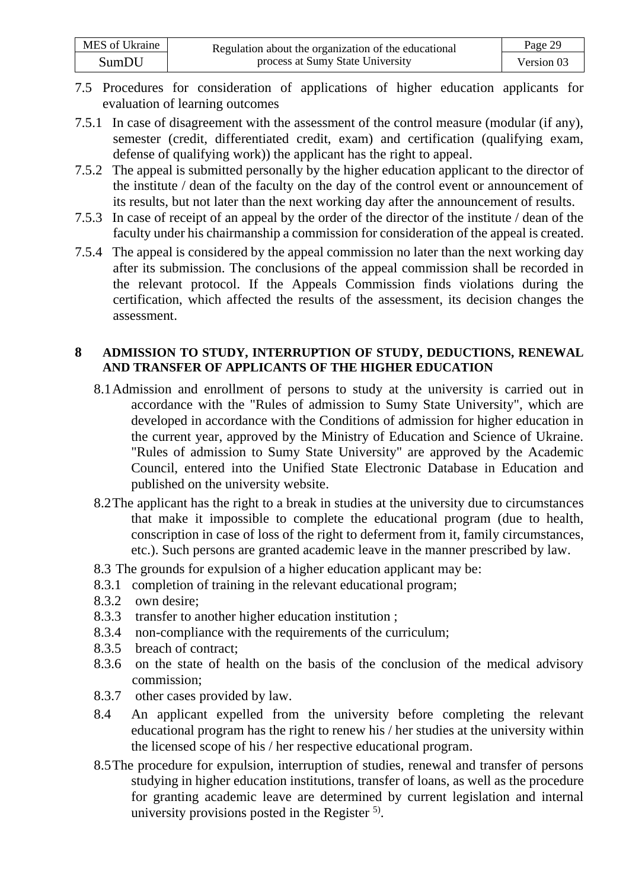7.5 Procedures for consideration of applications of higher education applicants for evaluation of learning outcomes

7.5.1 In case of disagreement with the assessment of the control measure (modular (if any), semester (credit, differentiated credit, exam) and certification (qualifying exam, defense of qualifying work)) the applicant has the right to appeal.

7.5.2 The appeal is submitted personally by the higher education applicant to the director of the institute / dean of the faculty on the day of the control event or announcement of its results, but not later than the next working day after the announcement of results.

7.5.3 In case of receipt of an appeal by the order of the director of the institute / dean of the faculty under his chairmanship a commission for consideration of the appeal is created.

7.5.4 The appeal is considered by the appeal commission no later than the next working day after its submission. The conclusions of the appeal commission shall be recorded in the relevant protocol. If the Appeals Commission finds violations during the certification, which affected the results of the assessment, its decision changes the assessment.

## 8 ADMISSION TO STUDY, INTERRUPTION OF STUDY, DEDUCTIONS, RENEWAL AND TRANSFER OF APPLICANTS OF THE HIGHER EDUCATION

8.1 Admission and enrollment of persons to study at the university is carried out in accordance with the "Rules of admission to Sumy State University", which are developed in accordance with the Conditions of admission for higher education in the current year, approved by the Ministry of Education and Science of Ukraine. "Rules of admission to Sumy State University" are approved by the Academic Council, entered into the Unified State Electronic Database in Education and published on the university website.

8.2 The applicant has the right to a break in studies at the university due to circumstances that make it impossible to complete the educational program (due to health, conscription in case of loss of the right to deferment from it, family circumstances, etc.). Such persons are granted academic leave in the manner prescribed by law.

8.3 The grounds for expulsion of a higher education applicant may be:

8.3.1 completion of training in the relevant educational program;

8.3.2 own desire;

8.3.3 transfer to another higher education institution ;

8.3.4 non-compliance with the requirements of the curriculum;

8.3.5 breach of contract;

8.3.6 on the state of health on the basis of the conclusion of the medical advisory commission;

8.3.7 other cases provided by law.

8.4 An applicant expelled from the university before completing the relevant educational program has the right to renew his / her studies at the university within the licensed scope of his / her respective educational program.

8.5 The procedure for expulsion, interruption of studies, renewal and transfer of persons studying in higher education institutions, transfer of loans, as well as the procedure for granting academic leave are determined by current legislation and internal university provisions posted in the Register [5)].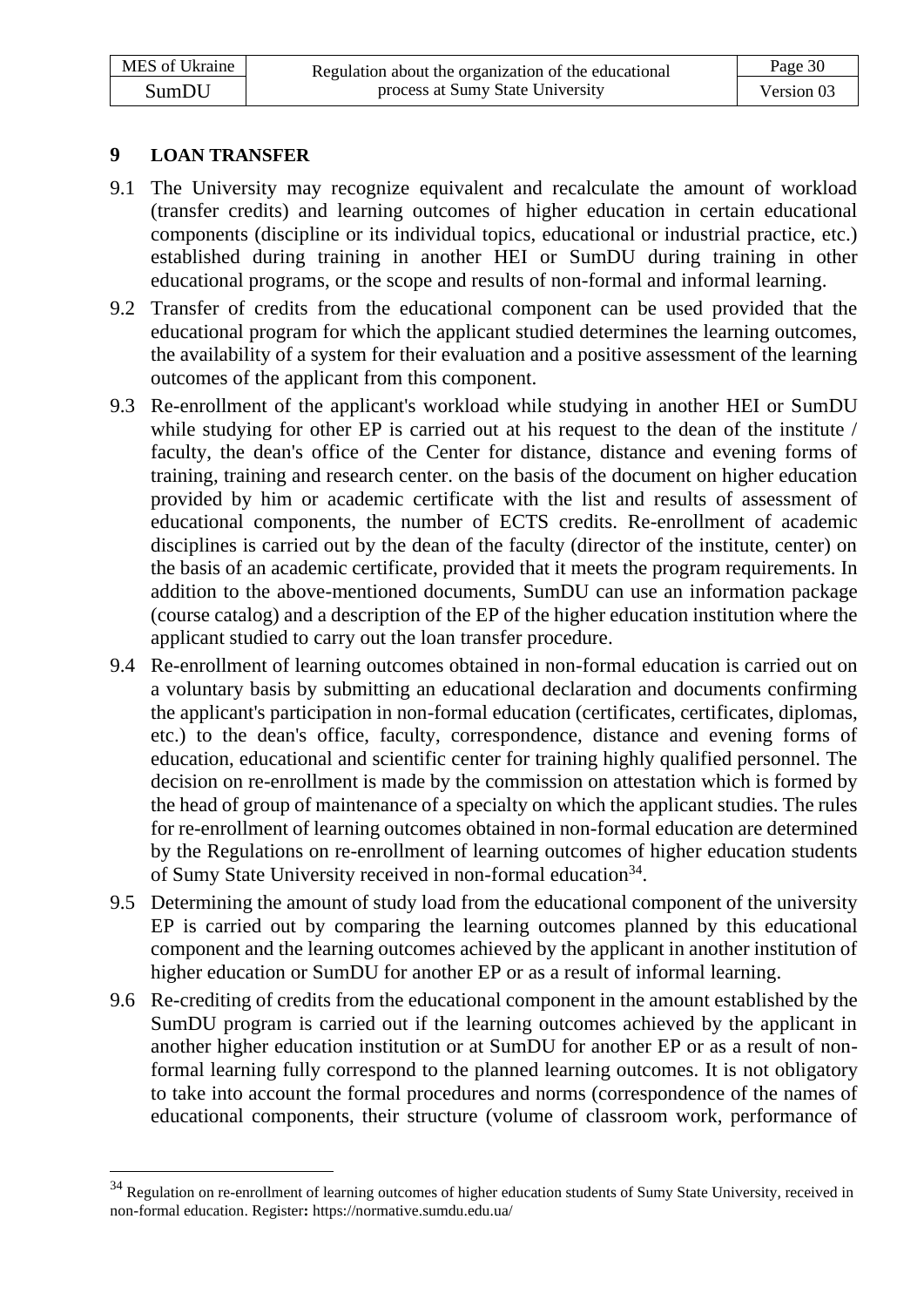## 9 LOAN TRANSFER

9.1 The University may recognize equivalent and recalculate the amount of workload (transfer credits) and learning outcomes of higher education in certain educational components (discipline or its individual topics, educational or industrial practice, etc.) established during training in another HEI or SumDU during training in other educational programs, or the scope and results of non-formal and informal learning.

9.2 Transfer of credits from the educational component can be used provided that the educational program for which the applicant studied determines the learning outcomes, the availability of a system for their evaluation and a positive assessment of the learning outcomes of the applicant from this component.

9.3 Re-enrollment of the applicant's workload while studying in another HEI or SumDU while studying for other EP is carried out at his request to the dean of the institute / faculty, the dean's office of the Center for distance, distance and evening forms of training, training and research center. on the basis of the document on higher education provided by him or academic certificate with the list and results of assessment of educational components, the number of ECTS credits. Re-enrollment of academic disciplines is carried out by the dean of the faculty (director of the institute, center) on the basis of an academic certificate, provided that it meets the program requirements. In addition to the above-mentioned documents, SumDU can use an information package (course catalog) and a description of the EP of the higher education institution where the applicant studied to carry out the loan transfer procedure.

9.4 Re-enrollment of learning outcomes obtained in non-formal education is carried out on a voluntary basis by submitting an educational declaration and documents confirming the applicant's participation in non-formal education (certificates, certificates, diplomas, etc.) to the dean's office, faculty, correspondence, distance and evening forms of education, educational and scientific center for training highly qualified personnel. The decision on re-enrollment is made by the commission on attestation which is formed by the head of group of maintenance of a specialty on which the applicant studies. The rules for re-enrollment of learning outcomes obtained in non-formal education are determined by the Regulations on re-enrollment of learning outcomes of higher education students of Sumy State University received in non-formal education[34].

9.5 Determining the amount of study load from the educational component of the university EP is carried out by comparing the learning outcomes planned by this educational component and the learning outcomes achieved by the applicant in another institution of higher education or SumDU for another EP or as a result of informal learning.

9.6 Re-crediting of credits from the educational component in the amount established by the SumDU program is carried out if the learning outcomes achieved by the applicant in another higher education institution or at SumDU for another EP or as a result of non-formal learning fully correspond to the planned learning outcomes. It is not obligatory to take into account the formal procedures and norms (correspondence of the names of educational components, their structure (volume of classroom work, performance of

---

[34] Regulation on re-enrollment of learning outcomes of higher education students of Sumy State University, received in non-formal education. Register: https://normative.sumdu.edu.ua/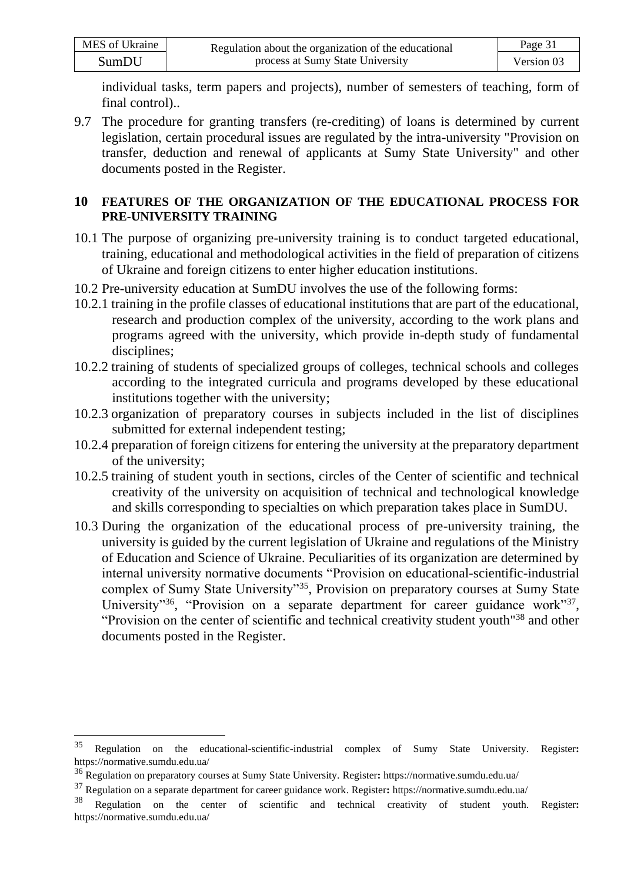individual tasks, term papers and projects), number of semesters of teaching, form of final control)..

9.7 The procedure for granting transfers (re-crediting) of loans is determined by current legislation, certain procedural issues are regulated by the intra-university "Provision on transfer, deduction and renewal of applicants at Sumy State University" and other documents posted in the Register.

## 10 FEATURES OF THE ORGANIZATION OF THE EDUCATIONAL PROCESS FOR PRE-UNIVERSITY TRAINING

10.1 The purpose of organizing pre-university training is to conduct targeted educational, training, educational and methodological activities in the field of preparation of citizens of Ukraine and foreign citizens to enter higher education institutions.

10.2 Pre-university education at SumDU involves the use of the following forms:

10.2.1 training in the profile classes of educational institutions that are part of the educational, research and production complex of the university, according to the work plans and programs agreed with the university, which provide in-depth study of fundamental disciplines;

10.2.2 training of students of specialized groups of colleges, technical schools and colleges according to the integrated curricula and programs developed by these educational institutions together with the university;

10.2.3 organization of preparatory courses in subjects included in the list of disciplines submitted for external independent testing;

10.2.4 preparation of foreign citizens for entering the university at the preparatory department of the university;

10.2.5 training of student youth in sections, circles of the Center of scientific and technical creativity of the university on acquisition of technical and technological knowledge and skills corresponding to specialties on which preparation takes place in SumDU.

10.3 During the organization of the educational process of pre-university training, the university is guided by the current legislation of Ukraine and regulations of the Ministry of Education and Science of Ukraine. Peculiarities of its organization are determined by internal university normative documents "Provision on educational-scientific-industrial complex of Sumy State University"[35], Provision on preparatory courses at Sumy State University"[36], "Provision on a separate department for career guidance work"[37], "Provision on the center of scientific and technical creativity student youth"[38] and other documents posted in the Register.

---

[35] Regulation on the educational-scientific-industrial complex of Sumy State University. Register: https://normative.sumdu.edu.ua/

[36] Regulation on preparatory courses at Sumy State University. Register: https://normative.sumdu.edu.ua/

[37] Regulation on a separate department for career guidance work. Register: https://normative.sumdu.edu.ua/

[38] Regulation on the center of scientific and technical creativity of student youth. Register: https://normative.sumdu.edu.ua/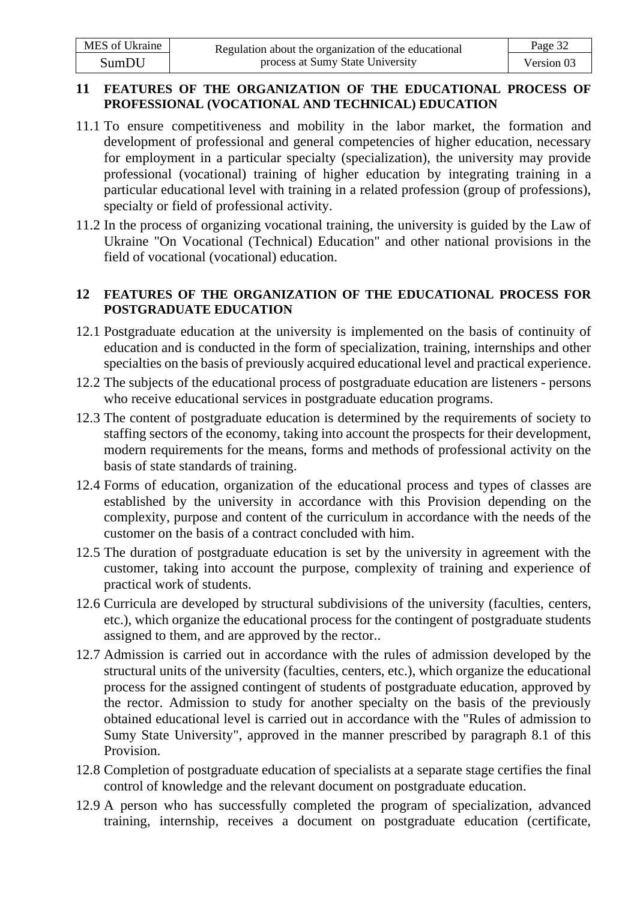## 11 FEATURES OF THE ORGANIZATION OF THE EDUCATIONAL PROCESS OF PROFESSIONAL (VOCATIONAL AND TECHNICAL) EDUCATION

11.1 To ensure competitiveness and mobility in the labor market, the formation and development of professional and general competencies of higher education, necessary for employment in a particular specialty (specialization), the university may provide professional (vocational) training of higher education by integrating training in a particular educational level with training in a related profession (group of professions), specialty or field of professional activity.

11.2 In the process of organizing vocational training, the university is guided by the Law of Ukraine "On Vocational (Technical) Education" and other national provisions in the field of vocational (vocational) education.

## 12 FEATURES OF THE ORGANIZATION OF THE EDUCATIONAL PROCESS FOR POSTGRADUATE EDUCATION

12.1 Postgraduate education at the university is implemented on the basis of continuity of education and is conducted in the form of specialization, training, internships and other specialties on the basis of previously acquired educational level and practical experience.

12.2 The subjects of the educational process of postgraduate education are listeners - persons who receive educational services in postgraduate education programs.

12.3 The content of postgraduate education is determined by the requirements of society to staffing sectors of the economy, taking into account the prospects for their development, modern requirements for the means, forms and methods of professional activity on the basis of state standards of training.

12.4 Forms of education, organization of the educational process and types of classes are established by the university in accordance with this Provision depending on the complexity, purpose and content of the curriculum in accordance with the needs of the customer on the basis of a contract concluded with him.

12.5 The duration of postgraduate education is set by the university in agreement with the customer, taking into account the purpose, complexity of training and experience of practical work of students.

12.6 Curricula are developed by structural subdivisions of the university (faculties, centers, etc.), which organize the educational process for the contingent of postgraduate students assigned to them, and are approved by the rector..

12.7 Admission is carried out in accordance with the rules of admission developed by the structural units of the university (faculties, centers, etc.), which organize the educational process for the assigned contingent of students of postgraduate education, approved by the rector. Admission to study for another specialty on the basis of the previously obtained educational level is carried out in accordance with the "Rules of admission to Sumy State University", approved in the manner prescribed by paragraph 8.1 of this Provision.

12.8 Completion of postgraduate education of specialists at a separate stage certifies the final control of knowledge and the relevant document on postgraduate education.

12.9 A person who has successfully completed the program of specialization, advanced training, internship, receives a document on postgraduate education (certificate,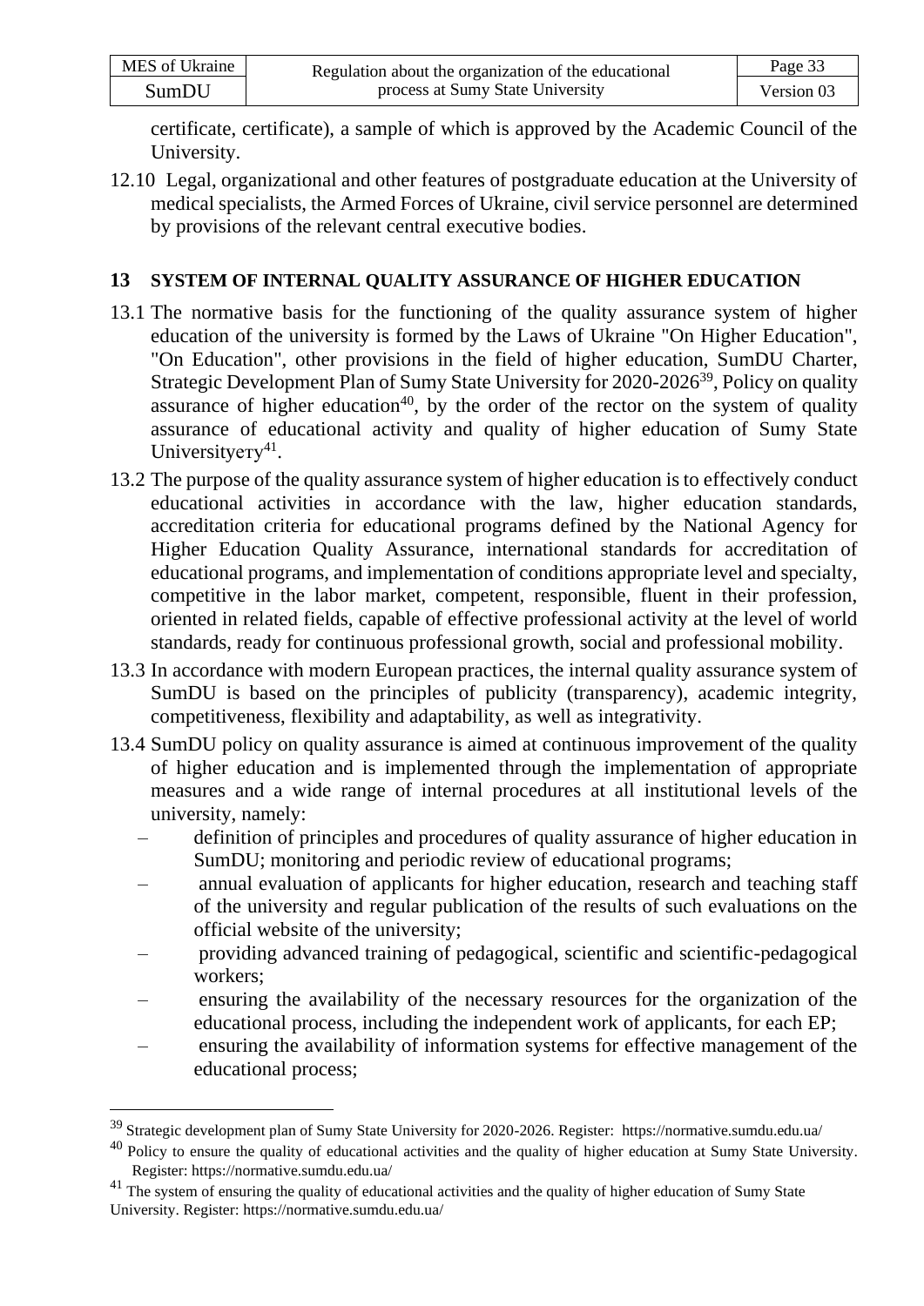certificate, certificate), a sample of which is approved by the Academic Council of the University.

12.10 Legal, organizational and other features of postgraduate education at the University of medical specialists, the Armed Forces of Ukraine, civil service personnel are determined by provisions of the relevant central executive bodies.

## 13 SYSTEM OF INTERNAL QUALITY ASSURANCE OF HIGHER EDUCATION

13.1 The normative basis for the functioning of the quality assurance system of higher education of the university is formed by the Laws of Ukraine "On Higher Education", "On Education", other provisions in the field of higher education, SumDU Charter, Strategic Development Plan of Sumy State University for 2020-2026[39], Policy on quality assurance of higher education[40], by the order of the rector on the system of quality assurance of educational activity and quality of higher education of Sumy State Universityету[41].

13.2 The purpose of the quality assurance system of higher education is to effectively conduct educational activities in accordance with the law, higher education standards, accreditation criteria for educational programs defined by the National Agency for Higher Education Quality Assurance, international standards for accreditation of educational programs, and implementation of conditions appropriate level and specialty, competitive in the labor market, competent, responsible, fluent in their profession, oriented in related fields, capable of effective professional activity at the level of world standards, ready for continuous professional growth, social and professional mobility.

13.3 In accordance with modern European practices, the internal quality assurance system of SumDU is based on the principles of publicity (transparency), academic integrity, competitiveness, flexibility and adaptability, as well as integrativity.

13.4 SumDU policy on quality assurance is aimed at continuous improvement of the quality of higher education and is implemented through the implementation of appropriate measures and a wide range of internal procedures at all institutional levels of the university, namely:

- definition of principles and procedures of quality assurance of higher education in SumDU; monitoring and periodic review of educational programs;
- annual evaluation of applicants for higher education, research and teaching staff of the university and regular publication of the results of such evaluations on the official website of the university;
- providing advanced training of pedagogical, scientific and scientific-pedagogical workers;
- ensuring the availability of the necessary resources for the organization of the educational process, including the independent work of applicants, for each EP;
- ensuring the availability of information systems for effective management of the educational process;

---

[39] Strategic development plan of Sumy State University for 2020-2026. Register: https://normative.sumdu.edu.ua/

[40] Policy to ensure the quality of educational activities and the quality of higher education at Sumy State University. Register: https://normative.sumdu.edu.ua/

[41] The system of ensuring the quality of educational activities and the quality of higher education of Sumy State University. Register: https://normative.sumdu.edu.ua/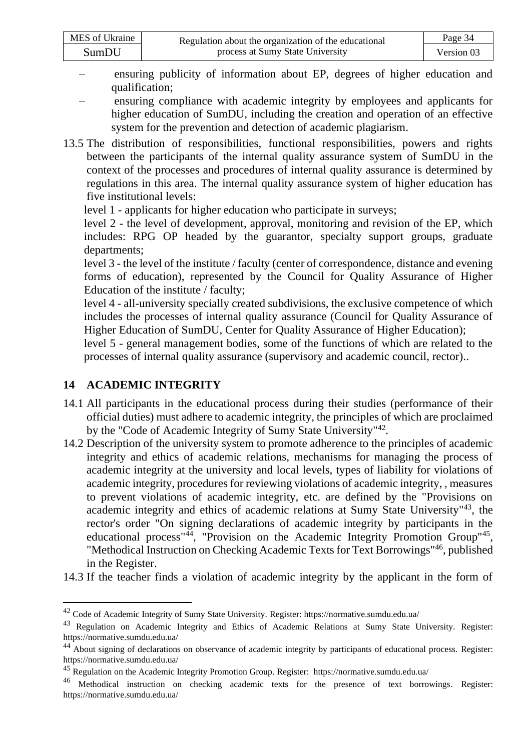- ensuring publicity of information about EP, degrees of higher education and qualification;
- ensuring compliance with academic integrity by employees and applicants for higher education of SumDU, including the creation and operation of an effective system for the prevention and detection of academic plagiarism.

13.5 The distribution of responsibilities, functional responsibilities, powers and rights between the participants of the internal quality assurance system of SumDU in the context of the processes and procedures of internal quality assurance is determined by regulations in this area. The internal quality assurance system of higher education has five institutional levels:

level 1 - applicants for higher education who participate in surveys;

level 2 - the level of development, approval, monitoring and revision of the EP, which includes: RPG OP headed by the guarantor, specialty support groups, graduate departments;

level 3 - the level of the institute / faculty (center of correspondence, distance and evening forms of education), represented by the Council for Quality Assurance of Higher Education of the institute / faculty;

level 4 - all-university specially created subdivisions, the exclusive competence of which includes the processes of internal quality assurance (Council for Quality Assurance of Higher Education of SumDU, Center for Quality Assurance of Higher Education);

level 5 - general management bodies, some of the functions of which are related to the processes of internal quality assurance (supervisory and academic council, rector)..

## 14 ACADEMIC INTEGRITY

14.1 All participants in the educational process during their studies (performance of their official duties) must adhere to academic integrity, the principles of which are proclaimed by the "Code of Academic Integrity of Sumy State University"[42].

14.2 Description of the university system to promote adherence to the principles of academic integrity and ethics of academic relations, mechanisms for managing the process of academic integrity at the university and local levels, types of liability for violations of academic integrity, procedures for reviewing violations of academic integrity, , measures to prevent violations of academic integrity, etc. are defined by the "Provisions on academic integrity and ethics of academic relations at Sumy State University"[43], the rector's order "On signing declarations of academic integrity by participants in the educational process"[44], "Provision on the Academic Integrity Promotion Group"[45], "Methodical Instruction on Checking Academic Texts for Text Borrowings"[46], published in the Register.

14.3 If the teacher finds a violation of academic integrity by the applicant in the form of

---

[42] Code of Academic Integrity of Sumy State University. Register: https://normative.sumdu.edu.ua/

[43] Regulation on Academic Integrity and Ethics of Academic Relations at Sumy State University. Register: https://normative.sumdu.edu.ua/

[44] About signing of declarations on observance of academic integrity by participants of educational process. Register: https://normative.sumdu.edu.ua/

[45] Regulation on the Academic Integrity Promotion Group. Register: https://normative.sumdu.edu.ua/

[46] Methodical instruction on checking academic texts for the presence of text borrowings. Register: https://normative.sumdu.edu.ua/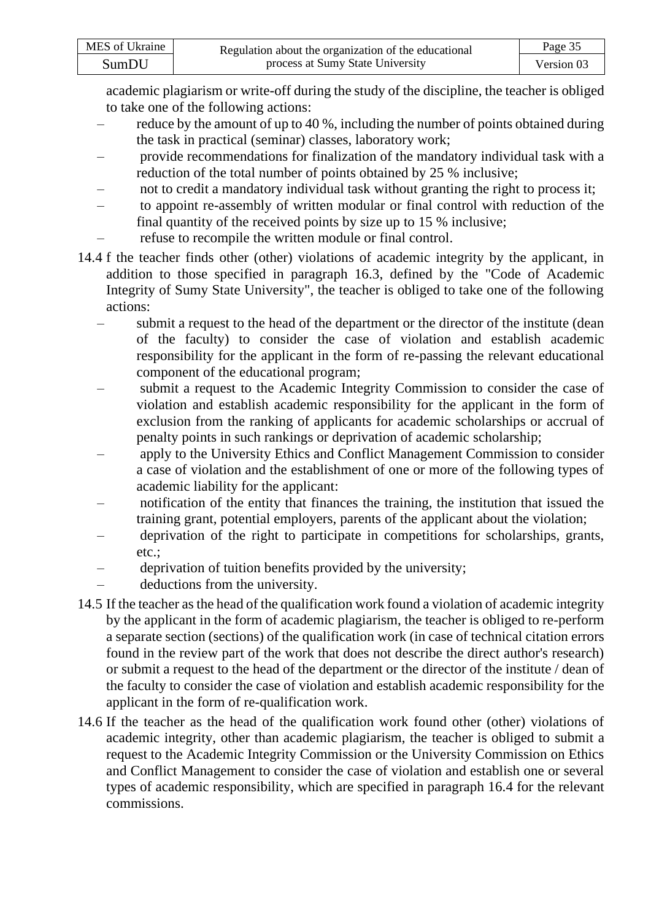academic plagiarism or write-off during the study of the discipline, the teacher is obliged to take one of the following actions:

- reduce by the amount of up to 40 %, including the number of points obtained during the task in practical (seminar) classes, laboratory work;
- provide recommendations for finalization of the mandatory individual task with a reduction of the total number of points obtained by 25 % inclusive;
- not to credit a mandatory individual task without granting the right to process it;
- to appoint re-assembly of written modular or final control with reduction of the final quantity of the received points by size up to 15 % inclusive;
- refuse to recompile the written module or final control.

14.4 f the teacher finds other (other) violations of academic integrity by the applicant, in addition to those specified in paragraph 16.3, defined by the "Code of Academic Integrity of Sumy State University", the teacher is obliged to take one of the following actions:

- submit a request to the head of the department or the director of the institute (dean of the faculty) to consider the case of violation and establish academic responsibility for the applicant in the form of re-passing the relevant educational component of the educational program;
- submit a request to the Academic Integrity Commission to consider the case of violation and establish academic responsibility for the applicant in the form of exclusion from the ranking of applicants for academic scholarships or accrual of penalty points in such rankings or deprivation of academic scholarship;
- apply to the University Ethics and Conflict Management Commission to consider a case of violation and the establishment of one or more of the following types of academic liability for the applicant:
- notification of the entity that finances the training, the institution that issued the training grant, potential employers, parents of the applicant about the violation;
- deprivation of the right to participate in competitions for scholarships, grants, etc.;
- deprivation of tuition benefits provided by the university;
- deductions from the university.

14.5 If the teacher as the head of the qualification work found a violation of academic integrity by the applicant in the form of academic plagiarism, the teacher is obliged to re-perform a separate section (sections) of the qualification work (in case of technical citation errors found in the review part of the work that does not describe the direct author's research) or submit a request to the head of the department or the director of the institute / dean of the faculty to consider the case of violation and establish academic responsibility for the applicant in the form of re-qualification work.

14.6 If the teacher as the head of the qualification work found other (other) violations of academic integrity, other than academic plagiarism, the teacher is obliged to submit a request to the Academic Integrity Commission or the University Commission on Ethics and Conflict Management to consider the case of violation and establish one or several types of academic responsibility, which are specified in paragraph 16.4 for the relevant commissions.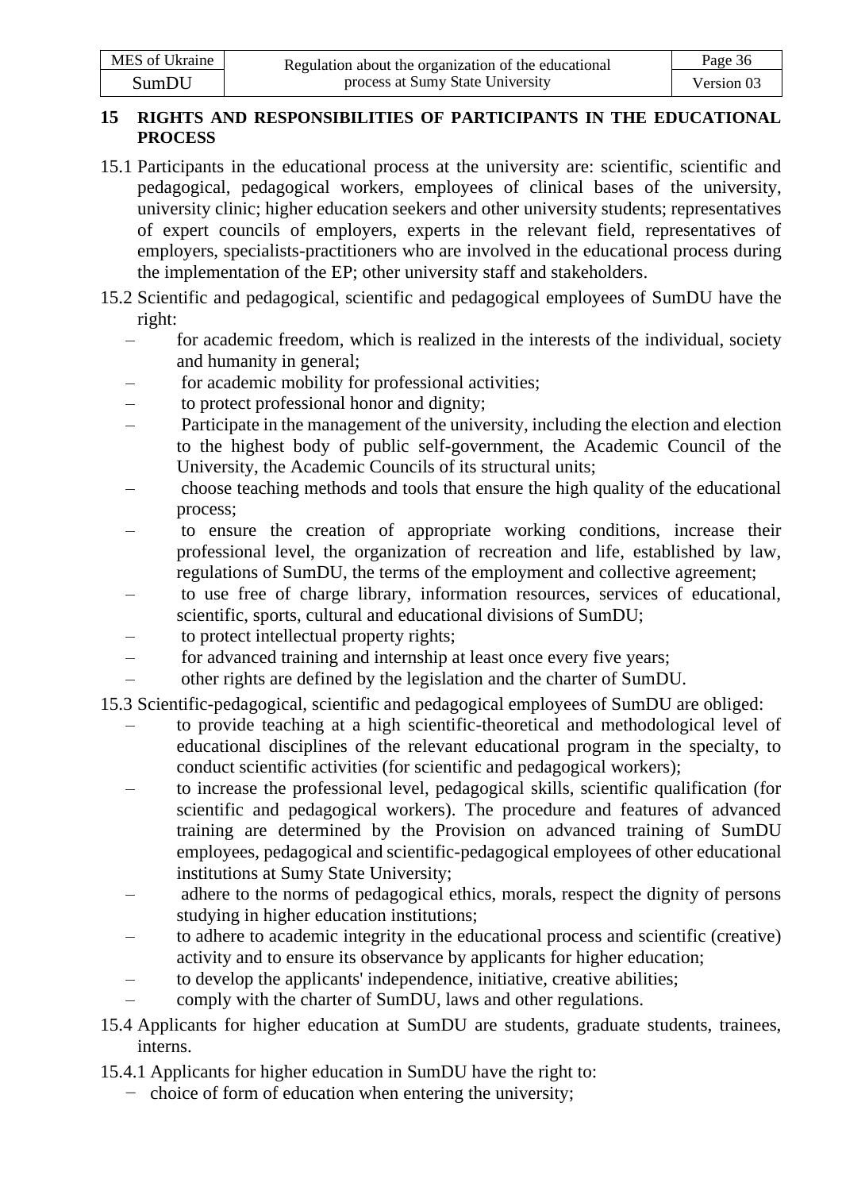## 15 RIGHTS AND RESPONSIBILITIES OF PARTICIPANTS IN THE EDUCATIONAL PROCESS

15.1 Participants in the educational process at the university are: scientific, scientific and pedagogical, pedagogical workers, employees of clinical bases of the university, university clinic; higher education seekers and other university students; representatives of expert councils of employers, experts in the relevant field, representatives of employers, specialists-practitioners who are involved in the educational process during the implementation of the EP; other university staff and stakeholders.

15.2 Scientific and pedagogical, scientific and pedagogical employees of SumDU have the right:

- for academic freedom, which is realized in the interests of the individual, society and humanity in general;
- for academic mobility for professional activities;
- to protect professional honor and dignity;
- Participate in the management of the university, including the election and election to the highest body of public self-government, the Academic Council of the University, the Academic Councils of its structural units;
- choose teaching methods and tools that ensure the high quality of the educational process;
- to ensure the creation of appropriate working conditions, increase their professional level, the organization of recreation and life, established by law, regulations of SumDU, the terms of the employment and collective agreement;
- to use free of charge library, information resources, services of educational, scientific, sports, cultural and educational divisions of SumDU;
- to protect intellectual property rights;
- for advanced training and internship at least once every five years;
- other rights are defined by the legislation and the charter of SumDU.

15.3 Scientific-pedagogical, scientific and pedagogical employees of SumDU are obliged:

- to provide teaching at a high scientific-theoretical and methodological level of educational disciplines of the relevant educational program in the specialty, to conduct scientific activities (for scientific and pedagogical workers);
- to increase the professional level, pedagogical skills, scientific qualification (for scientific and pedagogical workers). The procedure and features of advanced training are determined by the Provision on advanced training of SumDU employees, pedagogical and scientific-pedagogical employees of other educational institutions at Sumy State University;
- adhere to the norms of pedagogical ethics, morals, respect the dignity of persons studying in higher education institutions;
- to adhere to academic integrity in the educational process and scientific (creative) activity and to ensure its observance by applicants for higher education;
- to develop the applicants' independence, initiative, creative abilities;
- comply with the charter of SumDU, laws and other regulations.

15.4 Applicants for higher education at SumDU are students, graduate students, trainees, interns.

15.4.1 Applicants for higher education in SumDU have the right to:

- choice of form of education when entering the university;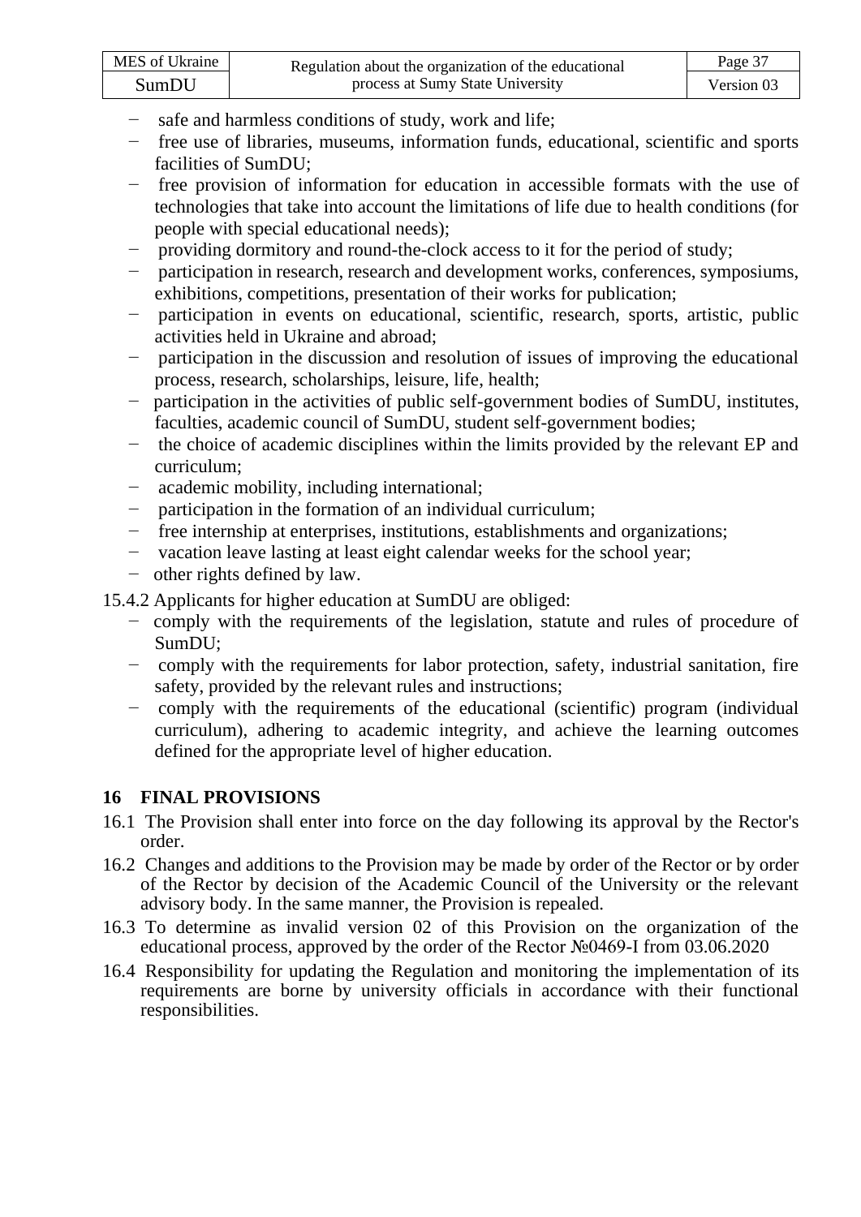- safe and harmless conditions of study, work and life;
- free use of libraries, museums, information funds, educational, scientific and sports facilities of SumDU;
- free provision of information for education in accessible formats with the use of technologies that take into account the limitations of life due to health conditions (for people with special educational needs);
- providing dormitory and round-the-clock access to it for the period of study;
- participation in research, research and development works, conferences, symposiums, exhibitions, competitions, presentation of their works for publication;
- participation in events on educational, scientific, research, sports, artistic, public activities held in Ukraine and abroad;
- participation in the discussion and resolution of issues of improving the educational process, research, scholarships, leisure, life, health;
- participation in the activities of public self-government bodies of SumDU, institutes, faculties, academic council of SumDU, student self-government bodies;
- the choice of academic disciplines within the limits provided by the relevant EP and curriculum;
- academic mobility, including international;
- participation in the formation of an individual curriculum;
- free internship at enterprises, institutions, establishments and organizations;
- vacation leave lasting at least eight calendar weeks for the school year;
- other rights defined by law.

15.4.2 Applicants for higher education at SumDU are obliged:

- comply with the requirements of the legislation, statute and rules of procedure of SumDU;
- comply with the requirements for labor protection, safety, industrial sanitation, fire safety, provided by the relevant rules and instructions;
- comply with the requirements of the educational (scientific) program (individual curriculum), adhering to academic integrity, and achieve the learning outcomes defined for the appropriate level of higher education.

## 16 FINAL PROVISIONS

16.1 The Provision shall enter into force on the day following its approval by the Rector's order.

16.2 Changes and additions to the Provision may be made by order of the Rector or by order of the Rector by decision of the Academic Council of the University or the relevant advisory body. In the same manner, the Provision is repealed.

16.3 To determine as invalid version 02 of this Provision on the organization of the educational process, approved by the order of the Rector №0469-I from 03.06.2020

16.4 Responsibility for updating the Regulation and monitoring the implementation of its requirements are borne by university officials in accordance with their functional responsibilities.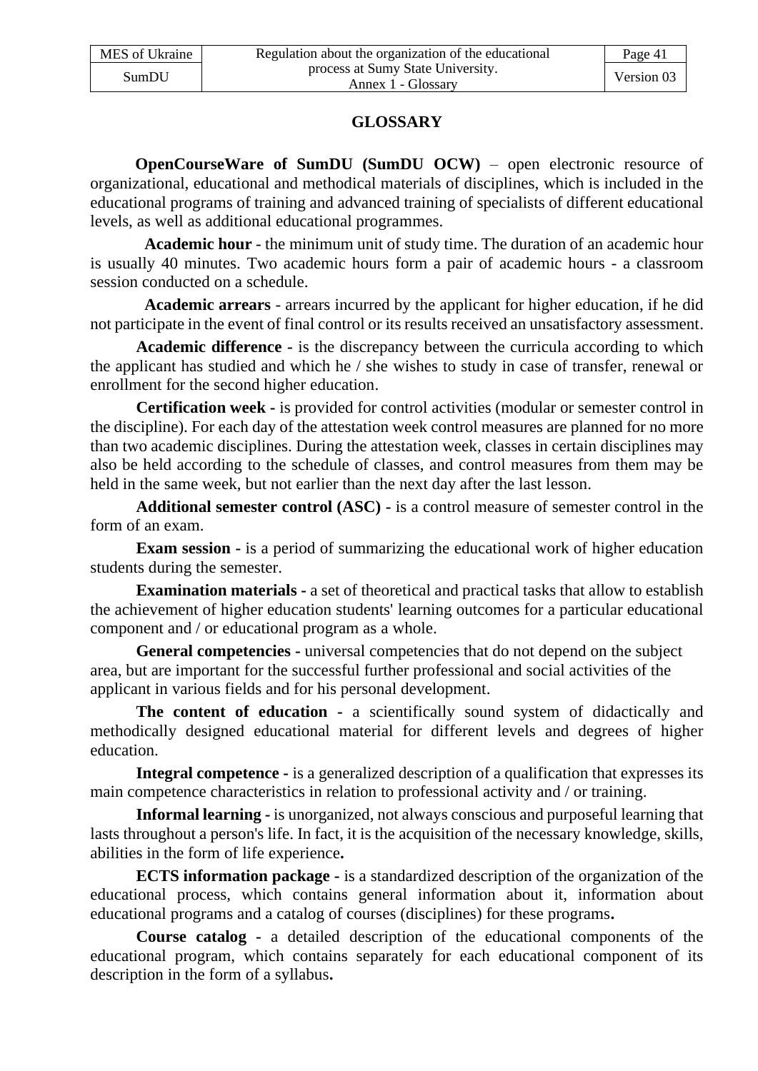## GLOSSARY

**OpenCourseWare of SumDU (SumDU OCW)** – open electronic resource of organizational, educational and methodical materials of disciplines, which is included in the educational programs of training and advanced training of specialists of different educational levels, as well as additional educational programmes.

**Academic hour** - the minimum unit of study time. The duration of an academic hour is usually 40 minutes. Two academic hours form a pair of academic hours - a classroom session conducted on a schedule.

**Academic arrears** - arrears incurred by the applicant for higher education, if he did not participate in the event of final control or its results received an unsatisfactory assessment.

**Academic difference** - is the discrepancy between the curricula according to which the applicant has studied and which he / she wishes to study in case of transfer, renewal or enrollment for the second higher education.

**Certification week** - is provided for control activities (modular or semester control in the discipline). For each day of the attestation week control measures are planned for no more than two academic disciplines. During the attestation week, classes in certain disciplines may also be held according to the schedule of classes, and control measures from them may be held in the same week, but not earlier than the next day after the last lesson.

**Additional semester control (ASC)** - is a control measure of semester control in the form of an exam.

**Exam session** - is a period of summarizing the educational work of higher education students during the semester.

**Examination materials** - a set of theoretical and practical tasks that allow to establish the achievement of higher education students' learning outcomes for a particular educational component and / or educational program as a whole.

**General competencies** - universal competencies that do not depend on the subject area, but are important for the successful further professional and social activities of the applicant in various fields and for his personal development.

**The content of education** - a scientifically sound system of didactically and methodically designed educational material for different levels and degrees of higher education.

**Integral competence** - is a generalized description of a qualification that expresses its main competence characteristics in relation to professional activity and / or training.

**Informal learning** - is unorganized, not always conscious and purposeful learning that lasts throughout a person's life. In fact, it is the acquisition of the necessary knowledge, skills, abilities in the form of life experience**.**

**ECTS information package** - is a standardized description of the organization of the educational process, which contains general information about it, information about educational programs and a catalog of courses (disciplines) for these programs**.**

**Course catalog** - a detailed description of the educational components of the educational program, which contains separately for each educational component of its description in the form of a syllabus**.**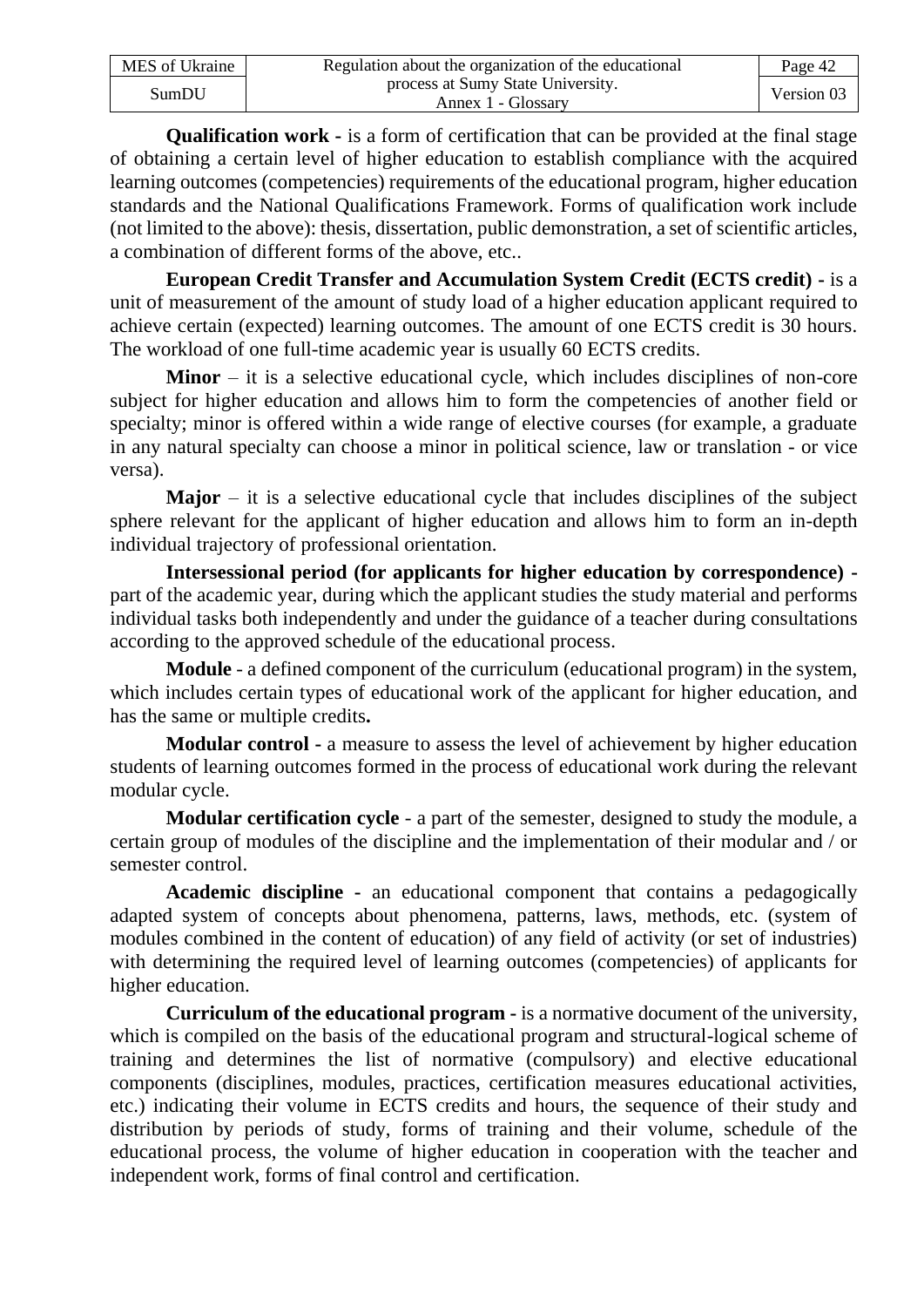**Qualification work -** is a form of certification that can be provided at the final stage of obtaining a certain level of higher education to establish compliance with the acquired learning outcomes (competencies) requirements of the educational program, higher education standards and the National Qualifications Framework. Forms of qualification work include (not limited to the above): thesis, dissertation, public demonstration, a set of scientific articles, a combination of different forms of the above, etc..

**European Credit Transfer and Accumulation System Credit (ECTS credit) -** is a unit of measurement of the amount of study load of a higher education applicant required to achieve certain (expected) learning outcomes. The amount of one ECTS credit is 30 hours. The workload of one full-time academic year is usually 60 ECTS credits.

**Minor** – it is a selective educational cycle, which includes disciplines of non-core subject for higher education and allows him to form the competencies of another field or specialty; minor is offered within a wide range of elective courses (for example, a graduate in any natural specialty can choose a minor in political science, law or translation - or vice versa).

**Major** – it is a selective educational cycle that includes disciplines of the subject sphere relevant for the applicant of higher education and allows him to form an in-depth individual trajectory of professional orientation.

**Intersessional period (for applicants for higher education by correspondence) -** part of the academic year, during which the applicant studies the study material and performs individual tasks both independently and under the guidance of a teacher during consultations according to the approved schedule of the educational process.

**Module** - a defined component of the curriculum (educational program) in the system, which includes certain types of educational work of the applicant for higher education, and has the same or multiple credits**.**

**Modular control -** a measure to assess the level of achievement by higher education students of learning outcomes formed in the process of educational work during the relevant modular cycle.

**Modular certification cycle** - a part of the semester, designed to study the module, a certain group of modules of the discipline and the implementation of their modular and / or semester control.

**Academic discipline -** an educational component that contains a pedagogically adapted system of concepts about phenomena, patterns, laws, methods, etc. (system of modules combined in the content of education) of any field of activity (or set of industries) with determining the required level of learning outcomes (competencies) of applicants for higher education.

**Curriculum of the educational program -** is a normative document of the university, which is compiled on the basis of the educational program and structural-logical scheme of training and determines the list of normative (compulsory) and elective educational components (disciplines, modules, practices, certification measures educational activities, etc.) indicating their volume in ECTS credits and hours, the sequence of their study and distribution by periods of study, forms of training and their volume, schedule of the educational process, the volume of higher education in cooperation with the teacher and independent work, forms of final control and certification.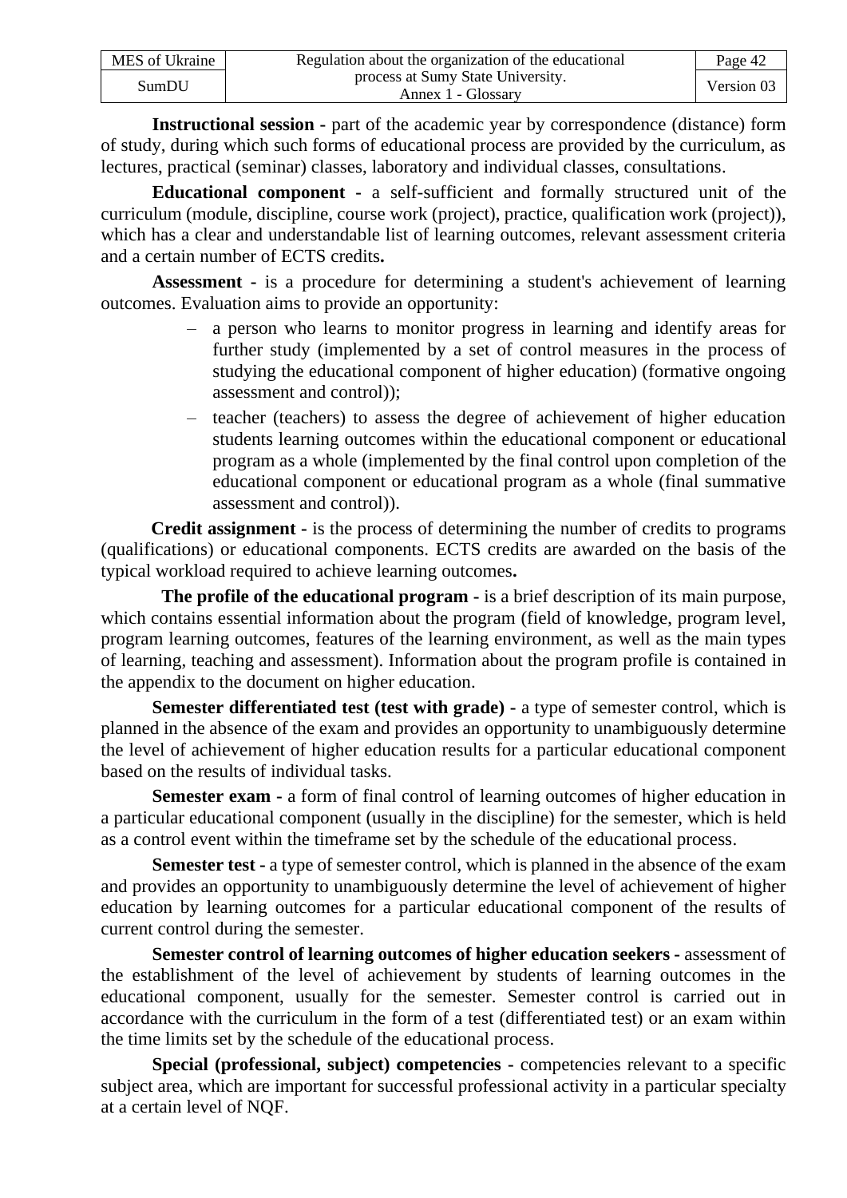**Instructional session -** part of the academic year by correspondence (distance) form of study, during which such forms of educational process are provided by the curriculum, as lectures, practical (seminar) classes, laboratory and individual classes, consultations.

**Educational component -** a self-sufficient and formally structured unit of the curriculum (module, discipline, course work (project), practice, qualification work (project)), which has a clear and understandable list of learning outcomes, relevant assessment criteria and a certain number of ECTS credits**.**

**Assessment -** is a procedure for determining a student's achievement of learning outcomes. Evaluation aims to provide an opportunity:

– a person who learns to monitor progress in learning and identify areas for further study (implemented by a set of control measures in the process of studying the educational component of higher education) (formative ongoing assessment and control));

– teacher (teachers) to assess the degree of achievement of higher education students learning outcomes within the educational component or educational program as a whole (implemented by the final control upon completion of the educational component or educational program as a whole (final summative assessment and control)).

**Credit assignment -** is the process of determining the number of credits to programs (qualifications) or educational components. ECTS credits are awarded on the basis of the typical workload required to achieve learning outcomes**.**

**The profile of the educational program -** is a brief description of its main purpose, which contains essential information about the program (field of knowledge, program level, program learning outcomes, features of the learning environment, as well as the main types of learning, teaching and assessment). Information about the program profile is contained in the appendix to the document on higher education.

**Semester differentiated test (test with grade) -** a type of semester control, which is planned in the absence of the exam and provides an opportunity to unambiguously determine the level of achievement of higher education results for a particular educational component based on the results of individual tasks.

**Semester exam -** a form of final control of learning outcomes of higher education in a particular educational component (usually in the discipline) for the semester, which is held as a control event within the timeframe set by the schedule of the educational process.

**Semester test -** a type of semester control, which is planned in the absence of the exam and provides an opportunity to unambiguously determine the level of achievement of higher education by learning outcomes for a particular educational component of the results of current control during the semester.

**Semester control of learning outcomes of higher education seekers -** assessment of the establishment of the level of achievement by students of learning outcomes in the educational component, usually for the semester. Semester control is carried out in accordance with the curriculum in the form of a test (differentiated test) or an exam within the time limits set by the schedule of the educational process.

**Special (professional, subject) competencies -** competencies relevant to a specific subject area, which are important for successful professional activity in a particular specialty at a certain level of NQF.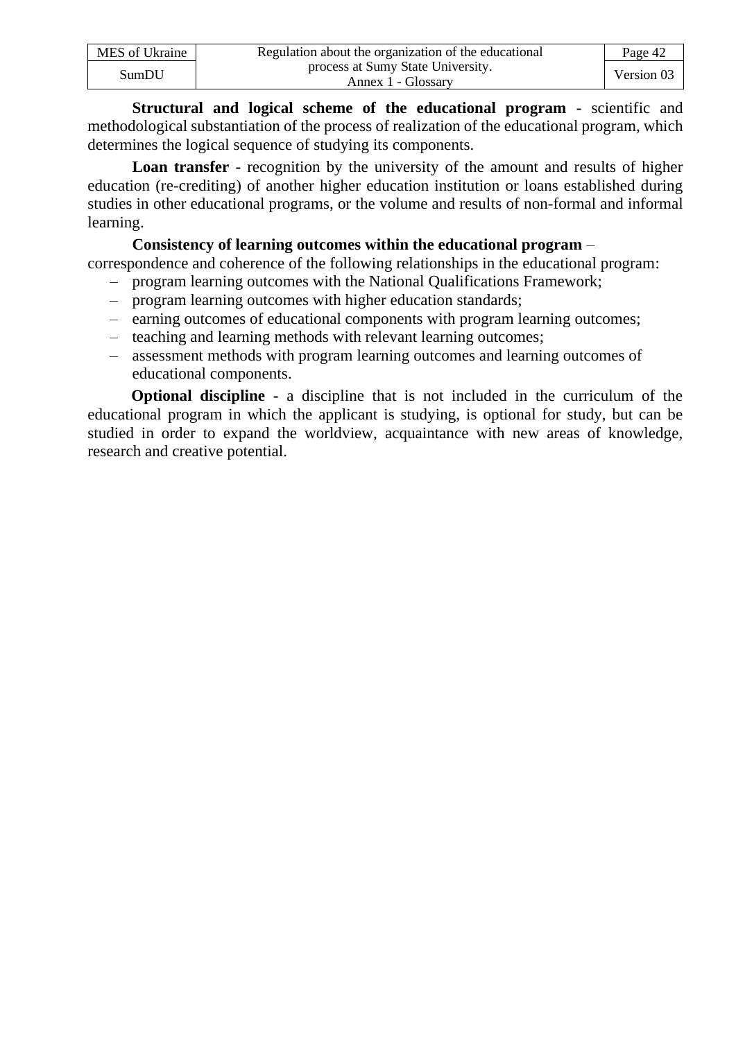**Structural and logical scheme of the educational program -** scientific and methodological substantiation of the process of realization of the educational program, which determines the logical sequence of studying its components.

**Loan transfer -** recognition by the university of the amount and results of higher education (re-crediting) of another higher education institution or loans established during studies in other educational programs, or the volume and results of non-formal and informal learning.

**Consistency of learning outcomes within the educational program** – correspondence and coherence of the following relationships in the educational program:

- program learning outcomes with the National Qualifications Framework;
- program learning outcomes with higher education standards;
- earning outcomes of educational components with program learning outcomes;
- teaching and learning methods with relevant learning outcomes;
- assessment methods with program learning outcomes and learning outcomes of educational components.

**Optional discipline -** a discipline that is not included in the curriculum of the educational program in which the applicant is studying, is optional for study, but can be studied in order to expand the worldview, acquaintance with new areas of knowledge, research and creative potential.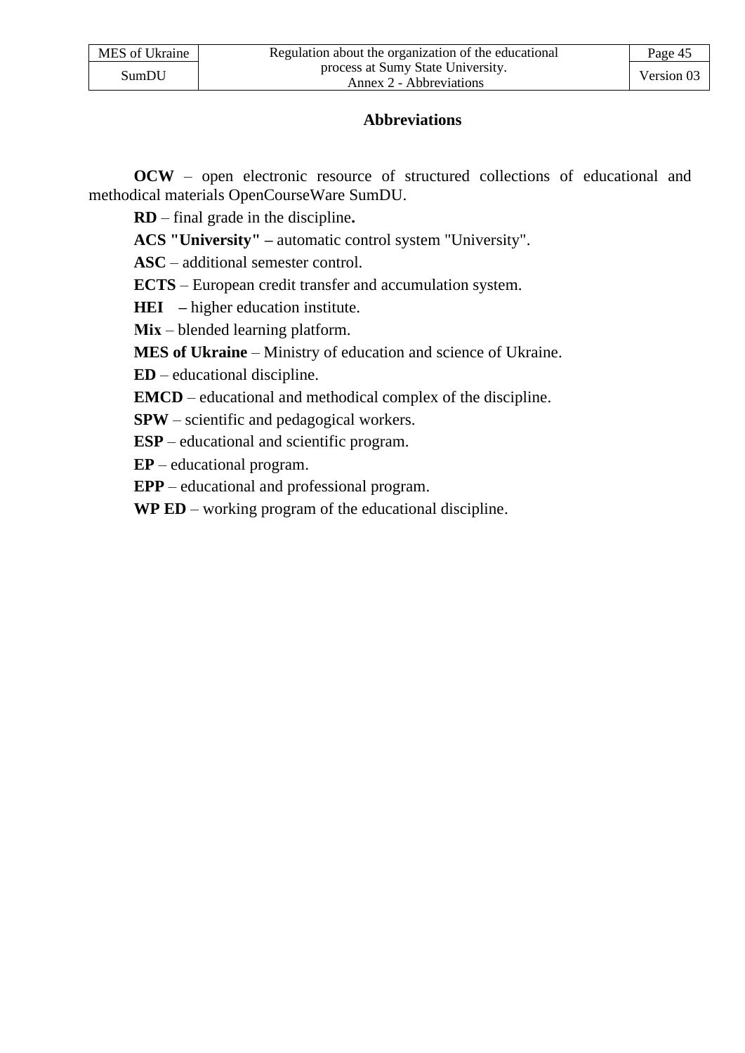## Abbreviations

**OCW** – open electronic resource of structured collections of educational and methodical materials OpenCourseWare SumDU.

**RD** – final grade in the discipline**.**

**ACS "University" –** automatic control system "University".

**ASC** – additional semester control.

**ECTS** – European credit transfer and accumulation system.

**HEI –** higher education institute.

**Mix** – blended learning platform.

**MES of Ukraine** – Ministry of education and science of Ukraine.

**ED** – educational discipline.

**EMCD** – educational and methodical complex of the discipline.

**SPW** – scientific and pedagogical workers.

**ESP** – educational and scientific program.

**EP** – educational program.

**EPP** – educational and professional program.

**WP ED** – working program of the educational discipline.